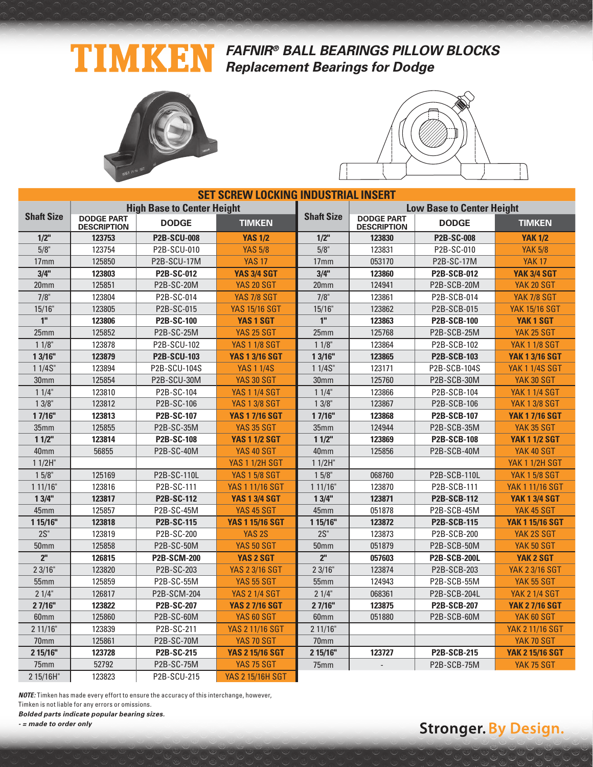# TIMKEN

## *FAFNIR® BALL BEARINGS PILLOW BLOCKS*
## *Replacement Bearings for Dodge*

| SET SCREW LOCKING INDUSTRIAL INSERT | | | | | | | |
|---|---|---|---|---|---|---|---|
| **Shaft Size** | **High Base to Center Height** | | | **Shaft Size** | **Low Base to Center Height** | | |
| | **DODGE PART DESCRIPTION** | **DODGE** | **TIMKEN** | | **DODGE PART DESCRIPTION** | **DODGE** | **TIMKEN** |
| **1/2"** | **123753** | **P2B-SCU-008** | **YAS 1/2** | **1/2"** | **123830** | **P2B-SC-008** | **YAK 1/2** |
| 5/8" | 123754 | P2B-SCU-010 | YAS 5/8 | 5/8" | 123831 | P2B-SC-010 | YAK 5/8 |
| 17mm | 125850 | P2B-SCU-17M | YAS 17 | 17mm | 053170 | P2B-SC-17M | YAK 17 |
| **3/4"** | **123803** | **P2B-SC-012** | **YAS 3/4 SGT** | **3/4"** | **123860** | **P2B-SCB-012** | **YAK 3/4 SGT** |
| 20mm | 125851 | P2B-SC-20M | YAS 20 SGT | 20mm | 124941 | P2B-SCB-20M | YAK 20 SGT |
| 7/8" | 123804 | P2B-SC-014 | YAS 7/8 SGT | 7/8" | 123861 | P2B-SCB-014 | YAK 7/8 SGT |
| 15/16" | 123805 | P2B-SC-015 | YAS 15/16 SGT | 15/16" | 123862 | P2B-SCB-015 | YAK 15/16 SGT |
| **1"** | **123806** | **P2B-SC-100** | **YAS 1 SGT** | **1"** | **123863** | **P2B-SCB-100** | **YAK 1 SGT** |
| 25mm | 125852 | P2B-SC-25M | YAS 25 SGT | 25mm | 125768 | P2B-SCB-25M | YAK 25 SGT |
| 1 1/8" | 123878 | P2B-SCU-102 | YAS 1 1/8 SGT | 1 1/8" | 123864 | P2B-SCB-102 | YAK 1 1/8 SGT |
| **1 3/16"** | **123879** | **P2B-SCU-103** | **YAS 1 3/16 SGT** | **1 3/16"** | **123865** | **P2B-SCB-103** | **YAK 1 3/16 SGT** |
| 1 1/4S" | 123894 | P2B-SCU-104S | YAS 1 1/4S | 1 1/4S" | 123171 | P2B-SCB-104S | YAK 1 1/4S SGT |
| 30mm | 125854 | P2B-SCU-30M | YAS 30 SGT | 30mm | 125760 | P2B-SCB-30M | YAK 30 SGT |
| 1 1/4" | 123810 | P2B-SC-104 | YAS 1 1/4 SGT | 1 1/4" | 123866 | P2B-SCB-104 | YAK 1 1/4 SGT |
| 1 3/8" | 123812 | P2B-SC-106 | YAS 1 3/8 SGT | 1 3/8" | 123867 | P2B-SCB-106 | YAK 1 3/8 SGT |
| **1 7/16"** | **123813** | **P2B-SC-107** | **YAS 1 7/16 SGT** | **1 7/16"** | **123868** | **P2B-SCB-107** | **YAK 1 7/16 SGT** |
| 35mm | 125855 | P2B-SC-35M | YAS 35 SGT | 35mm | 124944 | P2B-SCB-35M | YAK 35 SGT |
| **1 1/2"** | **123814** | **P2B-SC-108** | **YAS 1 1/2 SGT** | **1 1/2"** | **123869** | **P2B-SCB-108** | **YAK 1 1/2 SGT** |
| 40mm | 56855 | P2B-SC-40M | YAS 40 SGT | 40mm | 125856 | P2B-SCB-40M | YAK 40 SGT |
| 1 1/2H" | | | YAS 1 1/2H SGT | 1 1/2H" | | | YAK 1 1/2H SGT |
| 1 5/8" | 125169 | P2B-SC-110L | YAS 1 5/8 SGT | 1 5/8" | 068760 | P2B-SCB-110L | YAK 1 5/8 SGT |
| 1 11/16" | 123816 | P2B-SC-111 | YAS 1 11/16 SGT | 1 11/16" | 123870 | P2B-SCB-111 | YAK 1 11/16 SGT |
| **1 3/4"** | **123817** | **P2B-SC-112** | **YAS 1 3/4 SGT** | **1 3/4"** | **123871** | **P2B-SCB-112** | **YAK 1 3/4 SGT** |
| 45mm | 125857 | P2B-SC-45M | YAS 45 SGT | 45mm | 051878 | P2B-SCB-45M | YAK 45 SGT |
| **1 15/16"** | **123818** | **P2B-SC-115** | **YAS 1 15/16 SGT** | **1 15/16"** | **123872** | **P2B-SCB-115** | **YAK 1 15/16 SGT** |
| 2S" | 123819 | P2B-SC-200 | YAS 2S | 2S" | 123873 | P2B-SCB-200 | YAK 2S SGT |
| 50mm | 125858 | P2B-SC-50M | YAS 50 SGT | 50mm | 051879 | P2B-SCB-50M | YAK 50 SGT |
| **2"** | **126815** | **P2B-SCM-200** | **YAS 2 SGT** | **2"** | **057603** | **P2B-SCB-200L** | **YAK 2 SGT** |
| 2 3/16" | 123820 | P2B-SC-203 | YAS 2 3/16 SGT | 2 3/16" | 123874 | P2B-SCB-203 | YAK 2 3/16 SGT |
| 55mm | 125859 | P2B-SC-55M | YAS 55 SGT | 55mm | 124943 | P2B-SCB-55M | YAK 55 SGT |
| 2 1/4" | 126817 | P2B-SCM-204 | YAS 2 1/4 SGT | 2 1/4" | 068361 | P2B-SCB-204L | YAK 2 1/4 SGT |
| **2 7/16"** | **123822** | **P2B-SC-207** | **YAS 2 7/16 SGT** | **2 7/16"** | **123875** | **P2B-SCB-207** | **YAK 2 7/16 SGT** |
| 60mm | 125860 | P2B-SC-60M | YAS 60 SGT | 60mm | 051880 | P2B-SCB-60M | YAK 60 SGT |
| 2 11/16" | 123839 | P2B-SC-211 | YAS 2 11/16 SGT | 2 11/16" | | | YAK 2 11/16 SGT |
| 70mm | 125861 | P2B-SC-70M | YAS 70 SGT | 70mm | | | YAK 70 SGT |
| **2 15/16"** | **123728** | **P2B-SC-215** | **YAS 2 15/16 SGT** | **2 15/16"** | **123727** | **P2B-SCB-215** | **YAK 2 15/16 SGT** |
| 75mm | 52792 | P2B-SC-75M | YAS 75 SGT | 75mm | - | P2B-SCB-75M | YAK 75 SGT |
| 2 15/16H" | 123823 | P2B-SCU-215 | YAS 2 15/16H SGT | | | | |

***NOTE:*** Timken has made every effort to ensure the accuracy of this interchange, however, Timken is not liable for any errors or omissions.

***Bolded parts indicate popular bearing sizes.***

***- = made to order only***

**Stronger. By Design.**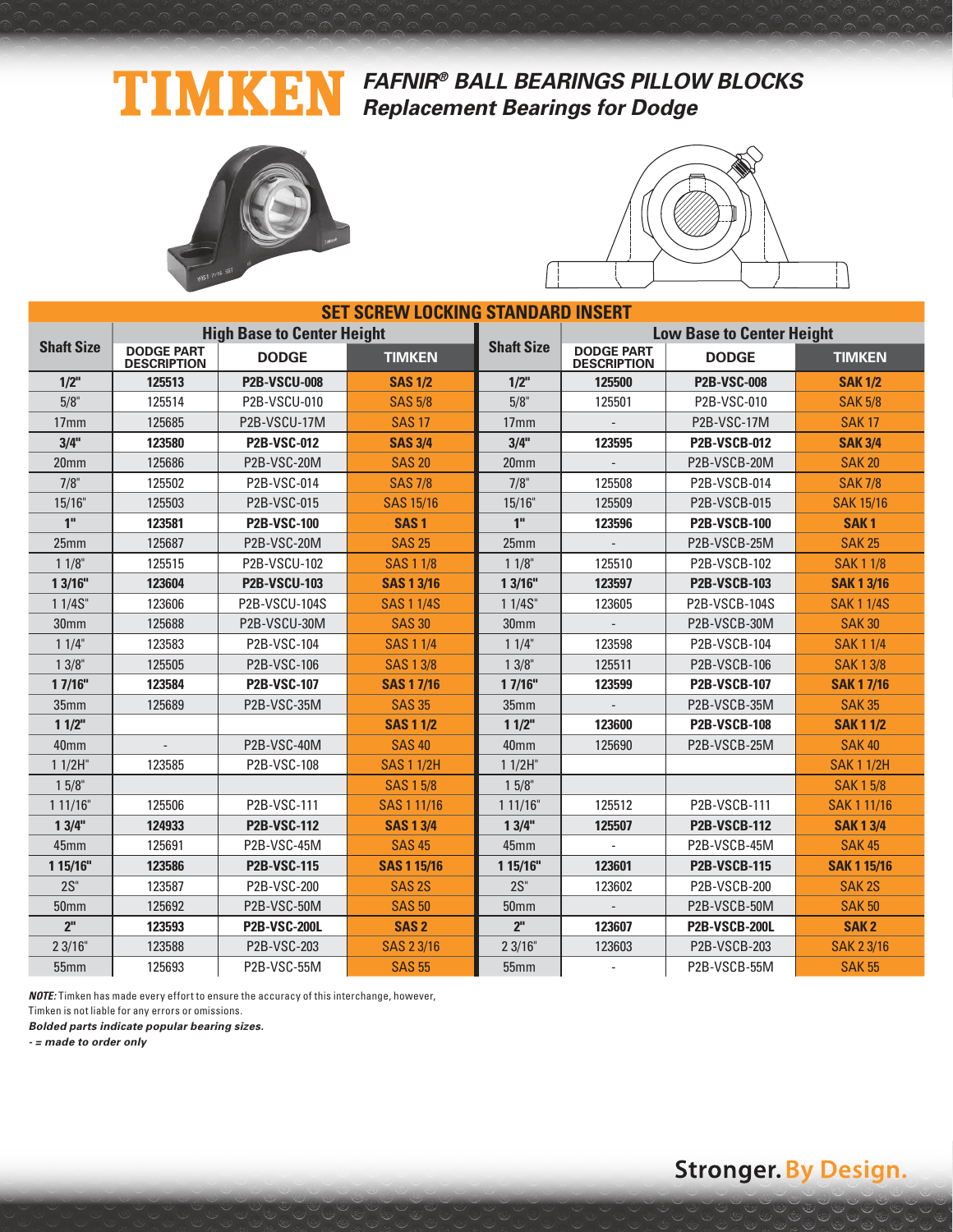# TIMKEN

## *FAFNIR® BALL BEARINGS PILLOW BLOCKS*
## *Replacement Bearings for Dodge*

| SET SCREW LOCKING STANDARD INSERT | | | | | | | |
|---|---|---|---|---|---|---|---|
| | High Base to Center Height | | | | Low Base to Center Height | | |
| Shaft Size | DODGE PART DESCRIPTION | DODGE | TIMKEN | Shaft Size | DODGE PART DESCRIPTION | DODGE | TIMKEN |
| **1/2"** | **125513** | **P2B-VSCU-008** | **SAS 1/2** | **1/2"** | **125500** | **P2B-VSC-008** | **SAK 1/2** |
| 5/8" | 125514 | P2B-VSCU-010 | SAS 5/8 | 5/8" | 125501 | P2B-VSC-010 | SAK 5/8 |
| 17mm | 125685 | P2B-VSCU-17M | SAS 17 | 17mm | - | P2B-VSC-17M | SAK 17 |
| **3/4"** | **123580** | **P2B-VSC-012** | **SAS 3/4** | **3/4"** | **123595** | **P2B-VSCB-012** | **SAK 3/4** |
| 20mm | 125686 | P2B-VSC-20M | SAS 20 | 20mm | - | P2B-VSCB-20M | SAK 20 |
| 7/8" | 125502 | P2B-VSC-014 | SAS 7/8 | 7/8" | 125508 | P2B-VSCB-014 | SAK 7/8 |
| 15/16" | 125503 | P2B-VSC-015 | SAS 15/16 | 15/16" | 125509 | P2B-VSCB-015 | SAK 15/16 |
| **1"** | **123581** | **P2B-VSC-100** | **SAS 1** | **1"** | **123596** | **P2B-VSCB-100** | **SAK 1** |
| 25mm | 125687 | P2B-VSC-20M | SAS 25 | 25mm | - | P2B-VSCB-25M | SAK 25 |
| 1 1/8" | 125515 | P2B-VSCU-102 | SAS 1 1/8 | 1 1/8" | 125510 | P2B-VSCB-102 | SAK 1 1/8 |
| **1 3/16"** | **123604** | **P2B-VSCU-103** | **SAS 1 3/16** | **1 3/16"** | **123597** | **P2B-VSCB-103** | **SAK 1 3/16** |
| 1 1/4S" | 123606 | P2B-VSCU-104S | SAS 1 1/4S | 1 1/4S" | 123605 | P2B-VSCB-104S | SAK 1 1/4S |
| 30mm | 125688 | P2B-VSCU-30M | SAS 30 | 30mm | - | P2B-VSCB-30M | SAK 30 |
| 1 1/4" | 123583 | P2B-VSC-104 | SAS 1 1/4 | 1 1/4" | 123598 | P2B-VSCB-104 | SAK 1 1/4 |
| 1 3/8" | 125505 | P2B-VSC-106 | SAS 1 3/8 | 1 3/8" | 125511 | P2B-VSCB-106 | SAK 1 3/8 |
| **1 7/16"** | **123584** | **P2B-VSC-107** | **SAS 1 7/16** | **1 7/16"** | **123599** | **P2B-VSCB-107** | **SAK 1 7/16** |
| 35mm | 125689 | P2B-VSC-35M | SAS 35 | 35mm | - | P2B-VSCB-35M | SAK 35 |
| **1 1/2"** | | | **SAS 1 1/2** | **1 1/2"** | **123600** | **P2B-VSCB-108** | **SAK 1 1/2** |
| 40mm | - | P2B-VSC-40M | SAS 40 | 40mm | 125690 | P2B-VSCB-25M | SAK 40 |
| 1 1/2H" | 123585 | P2B-VSC-108 | SAS 1 1/2H | 1 1/2H" | | | SAK 1 1/2H |
| 1 5/8" | | | SAS 1 5/8 | 1 5/8" | | | SAK 1 5/8 |
| 1 11/16" | 125506 | P2B-VSC-111 | SAS 1 11/16 | 1 11/16" | 125512 | P2B-VSCB-111 | SAK 1 11/16 |
| **1 3/4"** | **124933** | **P2B-VSC-112** | **SAS 1 3/4** | **1 3/4"** | **125507** | **P2B-VSCB-112** | **SAK 1 3/4** |
| 45mm | 125691 | P2B-VSC-45M | SAS 45 | 45mm | - | P2B-VSCB-45M | SAK 45 |
| **1 15/16"** | **123586** | **P2B-VSC-115** | **SAS 1 15/16** | **1 15/16"** | **123601** | **P2B-VSCB-115** | **SAK 1 15/16** |
| 2S" | 123587 | P2B-VSC-200 | SAS 2S | 2S" | 123602 | P2B-VSCB-200 | SAK 2S |
| 50mm | 125692 | P2B-VSC-50M | SAS 50 | 50mm | - | P2B-VSCB-50M | SAK 50 |
| **2"** | **123593** | **P2B-VSC-200L** | **SAS 2** | **2"** | **123607** | **P2B-VSCB-200L** | **SAK 2** |
| 2 3/16" | 123588 | P2B-VSC-203 | SAS 2 3/16 | 2 3/16" | 123603 | P2B-VSCB-203 | SAK 2 3/16 |
| 55mm | 125693 | P2B-VSC-55M | SAS 55 | 55mm | - | P2B-VSCB-55M | SAK 55 |

***NOTE:*** Timken has made every effort to ensure the accuracy of this interchange, however, Timken is not liable for any errors or omissions.

***Bolded parts indicate popular bearing sizes.***

***- = made to order only***

Stronger. By Design.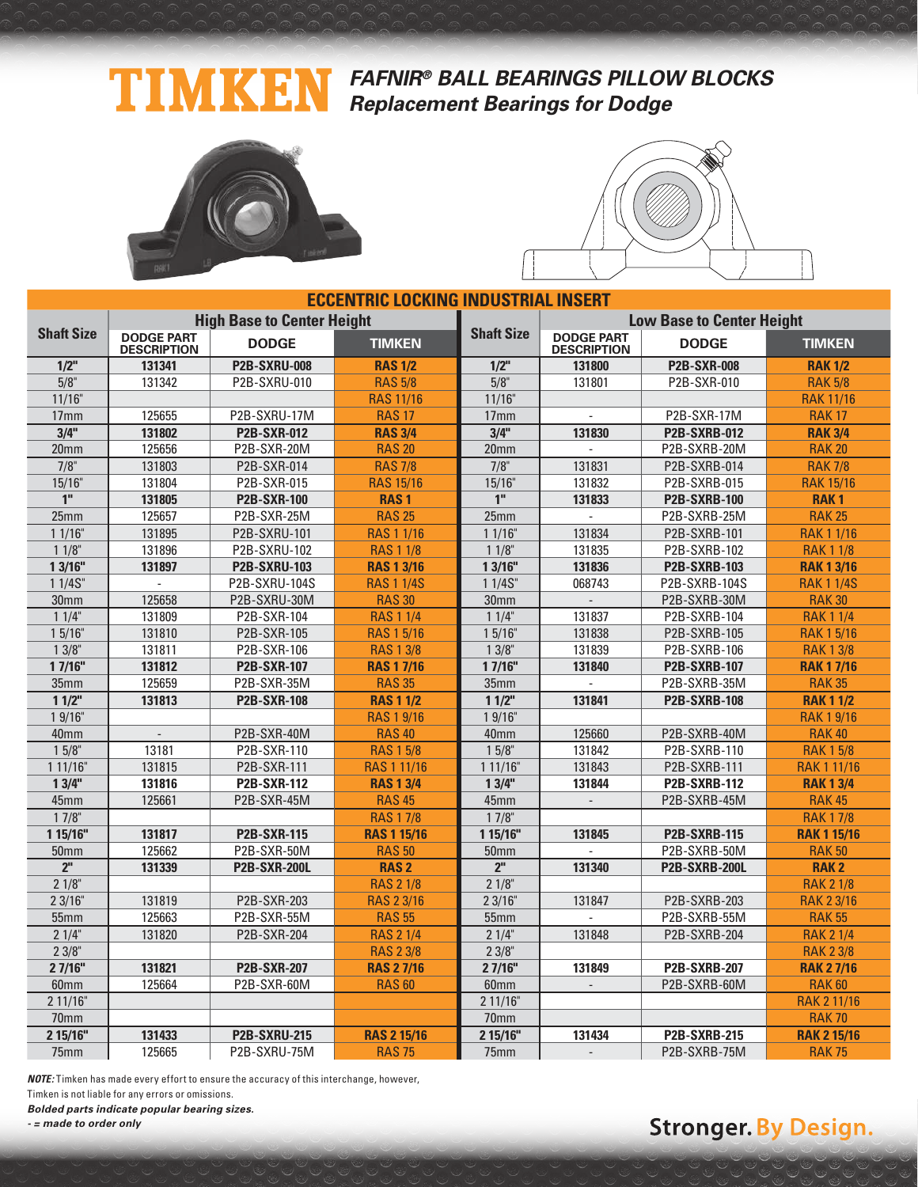# TIMKEN

## FAFNIR® BALL BEARINGS PILLOW BLOCKS
## Replacement Bearings for Dodge

### ECCENTRIC LOCKING INDUSTRIAL INSERT

| Shaft Size | High Base to Center Height | | | Shaft Size | Low Base to Center Height | | |
|---|---|---|---|---|---|---|---|
| | DODGE PART DESCRIPTION | DODGE | TIMKEN | | DODGE PART DESCRIPTION | DODGE | TIMKEN |
| **1/2"** | **131341** | **P2B-SXRU-008** | **RAS 1/2** | **1/2"** | **131800** | **P2B-SXR-008** | **RAK 1/2** |
| 5/8" | 131342 | P2B-SXRU-010 | RAS 5/8 | 5/8" | 131801 | P2B-SXR-010 | RAK 5/8 |
| 11/16" | | | RAS 11/16 | 11/16" | | | RAK 11/16 |
| 17mm | 125655 | P2B-SXRU-17M | RAS 17 | 17mm | - | P2B-SXR-17M | RAK 17 |
| **3/4"** | **131802** | **P2B-SXR-012** | **RAS 3/4** | **3/4"** | **131830** | **P2B-SXRB-012** | **RAK 3/4** |
| 20mm | 125656 | P2B-SXR-20M | RAS 20 | 20mm | - | P2B-SXRB-20M | RAK 20 |
| 7/8" | 131803 | P2B-SXR-014 | RAS 7/8 | 7/8" | 131831 | P2B-SXRB-014 | RAK 7/8 |
| 15/16" | 131804 | P2B-SXR-015 | RAS 15/16 | 15/16" | 131832 | P2B-SXRB-015 | RAK 15/16 |
| **1"** | **131805** | **P2B-SXR-100** | **RAS 1** | **1"** | **131833** | **P2B-SXRB-100** | **RAK 1** |
| 25mm | 125657 | P2B-SXR-25M | RAS 25 | 25mm | - | P2B-SXRB-25M | RAK 25 |
| 1 1/16" | 131895 | P2B-SXRU-101 | RAS 1 1/16 | 1 1/16" | 131834 | P2B-SXRB-101 | RAK 1 1/16 |
| 1 1/8" | 131896 | P2B-SXRU-102 | RAS 1 1/8 | 1 1/8" | 131835 | P2B-SXRB-102 | RAK 1 1/8 |
| **1 3/16"** | **131897** | **P2B-SXRU-103** | **RAS 1 3/16** | **1 3/16"** | **131836** | **P2B-SXRB-103** | **RAK 1 3/16** |
| 1 1/4S" | - | P2B-SXRU-104S | RAS 1 1/4S | 1 1/4S" | 068743 | P2B-SXRB-104S | RAK 1 1/4S |
| 30mm | 125658 | P2B-SXRU-30M | RAS 30 | 30mm | - | P2B-SXRB-30M | RAK 30 |
| 1 1/4" | 131809 | P2B-SXR-104 | RAS 1 1/4 | 1 1/4" | 131837 | P2B-SXRB-104 | RAK 1 1/4 |
| 1 5/16" | 131810 | P2B-SXR-105 | RAS 1 5/16 | 1 5/16" | 131838 | P2B-SXRB-105 | RAK 1 5/16 |
| 1 3/8" | 131811 | P2B-SXR-106 | RAS 1 3/8 | 1 3/8" | 131839 | P2B-SXRB-106 | RAK 1 3/8 |
| **1 7/16"** | **131812** | **P2B-SXR-107** | **RAS 1 7/16** | **1 7/16"** | **131840** | **P2B-SXRB-107** | **RAK 1 7/16** |
| 35mm | 125659 | P2B-SXR-35M | RAS 35 | 35mm | - | P2B-SXRB-35M | RAK 35 |
| **1 1/2"** | **131813** | **P2B-SXR-108** | **RAS 1 1/2** | **1 1/2"** | **131841** | **P2B-SXRB-108** | **RAK 1 1/2** |
| 1 9/16" | | | RAS 1 9/16 | 1 9/16" | | | RAK 1 9/16 |
| 40mm | - | P2B-SXR-40M | RAS 40 | 40mm | 125660 | P2B-SXRB-40M | RAK 40 |
| 1 5/8" | 13181 | P2B-SXR-110 | RAS 1 5/8 | 1 5/8" | 131842 | P2B-SXRB-110 | RAK 1 5/8 |
| 1 11/16" | 131815 | P2B-SXR-111 | RAS 1 11/16 | 1 11/16" | 131843 | P2B-SXRB-111 | RAK 1 11/16 |
| **1 3/4"** | **131816** | **P2B-SXR-112** | **RAS 1 3/4** | **1 3/4"** | **131844** | **P2B-SXRB-112** | **RAK 1 3/4** |
| 45mm | 125661 | P2B-SXR-45M | RAS 45 | 45mm | - | P2B-SXRB-45M | RAK 45 |
| 1 7/8" | | | RAS 1 7/8 | 1 7/8" | | | RAK 1 7/8 |
| **1 15/16"** | **131817** | **P2B-SXR-115** | **RAS 1 15/16** | **1 15/16"** | **131845** | **P2B-SXRB-115** | **RAK 1 15/16** |
| 50mm | 125662 | P2B-SXR-50M | RAS 50 | 50mm | - | P2B-SXRB-50M | RAK 50 |
| **2"** | **131339** | **P2B-SXR-200L** | **RAS 2** | **2"** | **131340** | **P2B-SXRB-200L** | **RAK 2** |
| 2 1/8" | | | RAS 2 1/8 | 2 1/8" | | | RAK 2 1/8 |
| 2 3/16" | 131819 | P2B-SXR-203 | RAS 2 3/16 | 2 3/16" | 131847 | P2B-SXRB-203 | RAK 2 3/16 |
| 55mm | 125663 | P2B-SXR-55M | RAS 55 | 55mm | - | P2B-SXRB-55M | RAK 55 |
| 2 1/4" | 131820 | P2B-SXR-204 | RAS 2 1/4 | 2 1/4" | 131848 | P2B-SXRB-204 | RAK 2 1/4 |
| 2 3/8" | | | RAS 2 3/8 | 2 3/8" | | | RAK 2 3/8 |
| **2 7/16"** | **131821** | **P2B-SXR-207** | **RAS 2 7/16** | **2 7/16"** | **131849** | **P2B-SXRB-207** | **RAK 2 7/16** |
| 60mm | 125664 | P2B-SXR-60M | RAS 60 | 60mm | - | P2B-SXRB-60M | RAK 60 |
| 2 11/16" | | | | 2 11/16" | | | RAK 2 11/16 |
| 70mm | | | | 70mm | | | RAK 70 |
| **2 15/16"** | **131433** | **P2B-SXRU-215** | **RAS 2 15/16** | **2 15/16"** | **131434** | **P2B-SXRB-215** | **RAK 2 15/16** |
| 75mm | 125665 | P2B-SXRU-75M | RAS 75 | 75mm | - | P2B-SXRB-75M | RAK 75 |

***NOTE:*** Timken has made every effort to ensure the accuracy of this interchange, however, Timken is not liable for any errors or omissions.

***Bolded parts indicate popular bearing sizes.***

***- = made to order only***

**Stronger. By Design.**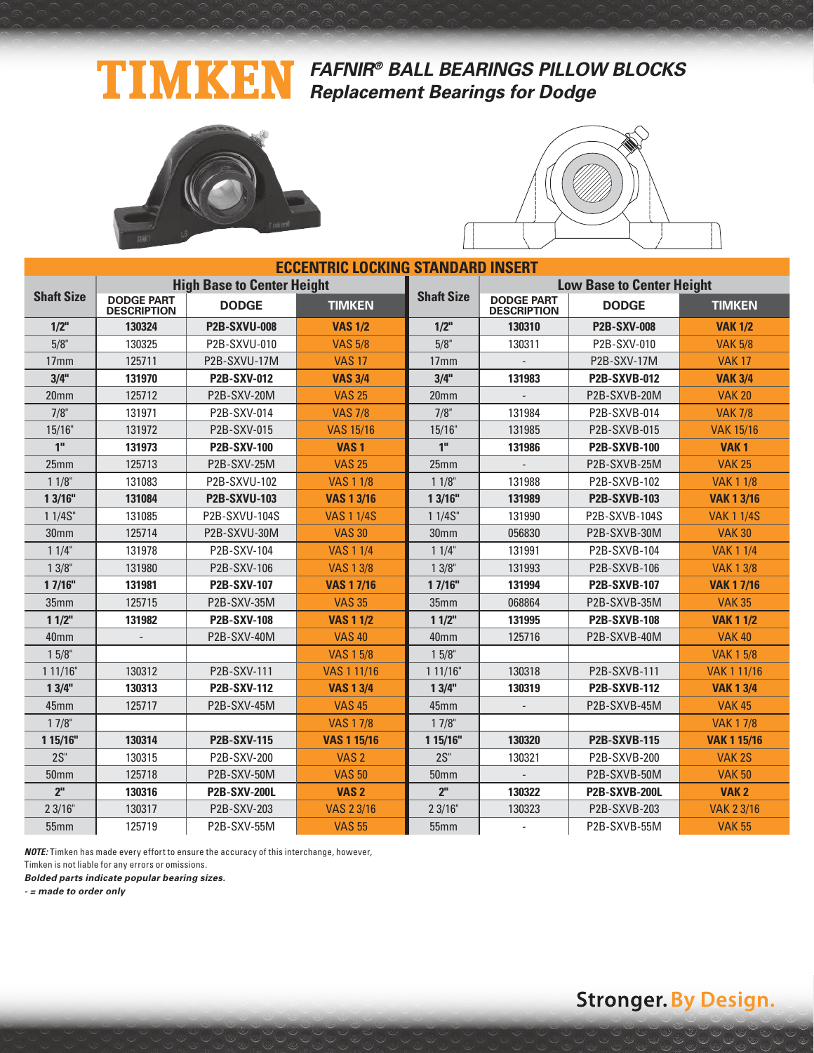# TIMKEN

## *FAFNIR® BALL BEARINGS PILLOW BLOCKS*
## *Replacement Bearings for Dodge*

| ECCENTRIC LOCKING STANDARD INSERT | | | | | | | |
|---|---|---|---|---|---|---|---|
| **Shaft Size** | **High Base to Center Height** | | | **Shaft Size** | **Low Base to Center Height** | | |
| | **DODGE PART DESCRIPTION** | **DODGE** | **TIMKEN** | | **DODGE PART DESCRIPTION** | **DODGE** | **TIMKEN** |
| **1/2"** | **130324** | **P2B-SXVU-008** | **VAS 1/2** | **1/2"** | **130310** | **P2B-SXV-008** | **VAK 1/2** |
| 5/8" | 130325 | P2B-SXVU-010 | VAS 5/8 | 5/8" | 130311 | P2B-SXV-010 | VAK 5/8 |
| 17mm | 125711 | P2B-SXVU-17M | VAS 17 | 17mm | - | P2B-SXV-17M | VAK 17 |
| **3/4"** | **131970** | **P2B-SXV-012** | **VAS 3/4** | **3/4"** | **131983** | **P2B-SXVB-012** | **VAK 3/4** |
| 20mm | 125712 | P2B-SXV-20M | VAS 25 | 20mm | - | P2B-SXVB-20M | VAK 20 |
| 7/8" | 131971 | P2B-SXV-014 | VAS 7/8 | 7/8" | 131984 | P2B-SXVB-014 | VAK 7/8 |
| 15/16" | 131972 | P2B-SXV-015 | VAS 15/16 | 15/16" | 131985 | P2B-SXVB-015 | VAK 15/16 |
| **1"** | **131973** | **P2B-SXV-100** | **VAS 1** | **1"** | **131986** | **P2B-SXVB-100** | **VAK 1** |
| 25mm | 125713 | P2B-SXV-25M | VAS 25 | 25mm | - | P2B-SXVB-25M | VAK 25 |
| 1 1/8" | 131083 | P2B-SXVU-102 | VAS 1 1/8 | 1 1/8" | 131988 | P2B-SXVB-102 | VAK 1 1/8 |
| **1 3/16"** | **131084** | **P2B-SXVU-103** | **VAS 1 3/16** | **1 3/16"** | **131989** | **P2B-SXVB-103** | **VAK 1 3/16** |
| 1 1/4S" | 131085 | P2B-SXVU-104S | VAS 1 1/4S | 1 1/4S" | 131990 | P2B-SXVB-104S | VAK 1 1/4S |
| 30mm | 125714 | P2B-SXVU-30M | VAS 30 | 30mm | 056830 | P2B-SXVB-30M | VAK 30 |
| 1 1/4" | 131978 | P2B-SXV-104 | VAS 1 1/4 | 1 1/4" | 131991 | P2B-SXVB-104 | VAK 1 1/4 |
| 1 3/8" | 131980 | P2B-SXV-106 | VAS 1 3/8 | 1 3/8" | 131993 | P2B-SXVB-106 | VAK 1 3/8 |
| **1 7/16"** | **131981** | **P2B-SXV-107** | **VAS 1 7/16** | **1 7/16"** | **131994** | **P2B-SXVB-107** | **VAK 1 7/16** |
| 35mm | 125715 | P2B-SXV-35M | VAS 35 | 35mm | 068864 | P2B-SXVB-35M | VAK 35 |
| **1 1/2"** | **131982** | **P2B-SXV-108** | **VAS 1 1/2** | **1 1/2"** | **131995** | **P2B-SXVB-108** | **VAK 1 1/2** |
| 40mm | - | P2B-SXV-40M | VAS 40 | 40mm | 125716 | P2B-SXVB-40M | VAK 40 |
| 1 5/8" | | | VAS 1 5/8 | 1 5/8" | | | VAK 1 5/8 |
| 1 11/16" | 130312 | P2B-SXV-111 | VAS 1 11/16 | 1 11/16" | 130318 | P2B-SXVB-111 | VAK 1 11/16 |
| **1 3/4"** | **130313** | **P2B-SXV-112** | **VAS 1 3/4** | **1 3/4"** | **130319** | **P2B-SXVB-112** | **VAK 1 3/4** |
| 45mm | 125717 | P2B-SXV-45M | VAS 45 | 45mm | - | P2B-SXVB-45M | VAK 45 |
| 1 7/8" | | | VAS 1 7/8 | 1 7/8" | | | VAK 1 7/8 |
| **1 15/16"** | **130314** | **P2B-SXV-115** | **VAS 1 15/16** | **1 15/16"** | **130320** | **P2B-SXVB-115** | **VAK 1 15/16** |
| 2S" | 130315 | P2B-SXV-200 | VAS 2 | 2S" | 130321 | P2B-SXVB-200 | VAK 2S |
| 50mm | 125718 | P2B-SXV-50M | VAS 50 | 50mm | - | P2B-SXVB-50M | VAK 50 |
| **2"** | **130316** | **P2B-SXV-200L** | **VAS 2** | **2"** | **130322** | **P2B-SXVB-200L** | **VAK 2** |
| 2 3/16" | 130317 | P2B-SXV-203 | VAS 2 3/16 | 2 3/16" | 130323 | P2B-SXVB-203 | VAK 2 3/16 |
| 55mm | 125719 | P2B-SXV-55M | VAS 55 | 55mm | - | P2B-SXVB-55M | VAK 55 |

***NOTE:*** Timken has made every effort to ensure the accuracy of this interchange, however, Timken is not liable for any errors or omissions.

***Bolded parts indicate popular bearing sizes.***

***- = made to order only***

**Stronger. By Design.**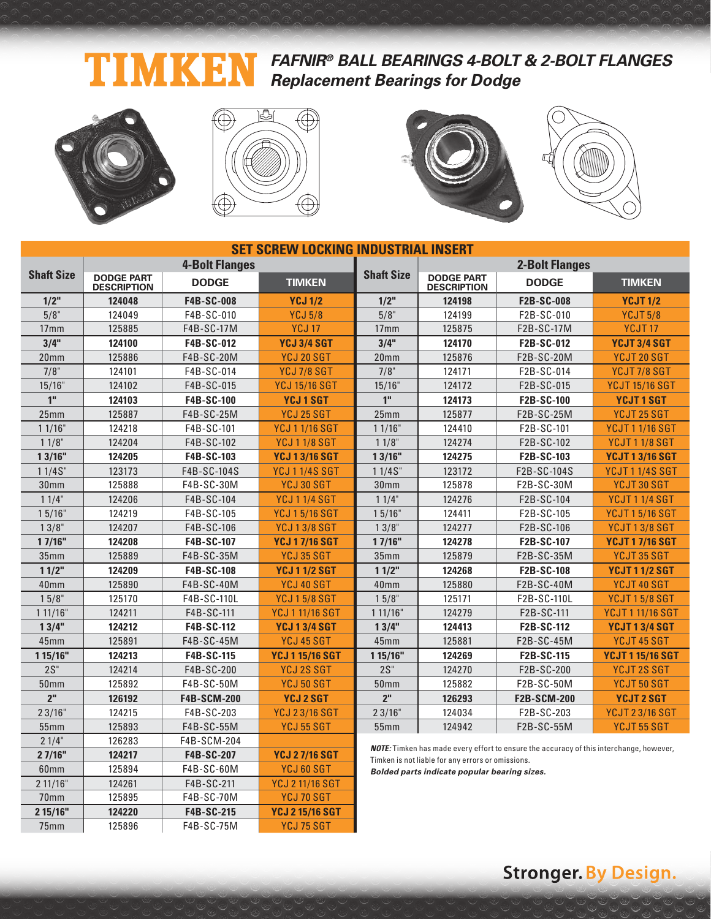# TIMKEN

## *FAFNIR® BALL BEARINGS 4-BOLT & 2-BOLT FLANGES*
## *Replacement Bearings for Dodge*

### SET SCREW LOCKING INDUSTRIAL INSERT

| Shaft Size | 4-Bolt Flanges | | | Shaft Size | 2-Bolt Flanges | | |
|---|---|---|---|---|---|---|---|
| | DODGE PART DESCRIPTION | DODGE | TIMKEN | | DODGE PART DESCRIPTION | DODGE | TIMKEN |
| **1/2"** | **124048** | **F4B-SC-008** | **YCJ 1/2** | **1/2"** | **124198** | **F2B-SC-008** | **YCJT 1/2** |
| 5/8" | 124049 | F4B-SC-010 | YCJ 5/8 | 5/8" | 124199 | F2B-SC-010 | YCJT 5/8 |
| 17mm | 125885 | F4B-SC-17M | YCJ 17 | 17mm | 125875 | F2B-SC-17M | YCJT 17 |
| **3/4"** | **124100** | **F4B-SC-012** | **YCJ 3/4 SGT** | **3/4"** | **124170** | **F2B-SC-012** | **YCJT 3/4 SGT** |
| 20mm | 125886 | F4B-SC-20M | YCJ 20 SGT | 20mm | 125876 | F2B-SC-20M | YCJT 20 SGT |
| 7/8" | 124101 | F4B-SC-014 | YCJ 7/8 SGT | 7/8" | 124171 | F2B-SC-014 | YCJT 7/8 SGT |
| 15/16" | 124102 | F4B-SC-015 | YCJ 15/16 SGT | 15/16" | 124172 | F2B-SC-015 | YCJT 15/16 SGT |
| **1"** | **124103** | **F4B-SC-100** | **YCJ 1 SGT** | **1"** | **124173** | **F2B-SC-100** | **YCJT 1 SGT** |
| 25mm | 125887 | F4B-SC-25M | YCJ 25 SGT | 25mm | 125877 | F2B-SC-25M | YCJT 25 SGT |
| 1 1/16" | 124218 | F4B-SC-101 | YCJ 1 1/16 SGT | 1 1/16" | 124410 | F2B-SC-101 | YCJT 1 1/16 SGT |
| 1 1/8" | 124204 | F4B-SC-102 | YCJ 1 1/8 SGT | 1 1/8" | 124274 | F2B-SC-102 | YCJT 1 1/8 SGT |
| **1 3/16"** | **124205** | **F4B-SC-103** | **YCJ 1 3/16 SGT** | **1 3/16"** | **124275** | **F2B-SC-103** | **YCJT 1 3/16 SGT** |
| 1 1/4S" | 123173 | F4B-SC-104S | YCJ 1 1/4S SGT | 1 1/4S" | 123172 | F2B-SC-104S | YCJT 1 1/4S SGT |
| 30mm | 125888 | F4B-SC-30M | YCJ 30 SGT | 30mm | 125878 | F2B-SC-30M | YCJT 30 SGT |
| 1 1/4" | 124206 | F4B-SC-104 | YCJ 1 1/4 SGT | 1 1/4" | 124276 | F2B-SC-104 | YCJT 1 1/4 SGT |
| 1 5/16" | 124219 | F4B-SC-105 | YCJ 1 5/16 SGT | 1 5/16" | 124411 | F2B-SC-105 | YCJT 1 5/16 SGT |
| 1 3/8" | 124207 | F4B-SC-106 | YCJ 1 3/8 SGT | 1 3/8" | 124277 | F2B-SC-106 | YCJT 1 3/8 SGT |
| **1 7/16"** | **124208** | **F4B-SC-107** | **YCJ 1 7/16 SGT** | **1 7/16"** | **124278** | **F2B-SC-107** | **YCJT 1 7/16 SGT** |
| 35mm | 125889 | F4B-SC-35M | YCJ 35 SGT | 35mm | 125879 | F2B-SC-35M | YCJT 35 SGT |
| **1 1/2"** | **124209** | **F4B-SC-108** | **YCJ 1 1/2 SGT** | **1 1/2"** | **124268** | **F2B-SC-108** | **YCJT 1 1/2 SGT** |
| 40mm | 125890 | F4B-SC-40M | YCJ 40 SGT | 40mm | 125880 | F2B-SC-40M | YCJT 40 SGT |
| 1 5/8" | 125170 | F4B-SC-110L | YCJ 1 5/8 SGT | 1 5/8" | 125171 | F2B-SC-110L | YCJT 1 5/8 SGT |
| 1 11/16" | 124211 | F4B-SC-111 | YCJ 1 11/16 SGT | 1 11/16" | 124279 | F2B-SC-111 | YCJT 1 11/16 SGT |
| **1 3/4"** | **124212** | **F4B-SC-112** | **YCJ 1 3/4 SGT** | **1 3/4"** | **124413** | **F2B-SC-112** | **YCJT 1 3/4 SGT** |
| 45mm | 125891 | F4B-SC-45M | YCJ 45 SGT | 45mm | 125881 | F2B-SC-45M | YCJT 45 SGT |
| **1 15/16"** | **124213** | **F4B-SC-115** | **YCJ 1 15/16 SGT** | **1 15/16"** | **124269** | **F2B-SC-115** | **YCJT 1 15/16 SGT** |
| 2S" | 124214 | F4B-SC-200 | YCJ 2S SGT | 2S" | 124270 | F2B-SC-200 | YCJT 2S SGT |
| 50mm | 125892 | F4B-SC-50M | YCJ 50 SGT | 50mm | 125882 | F2B-SC-50M | YCJT 50 SGT |
| **2"** | **126192** | **F4B-SCM-200** | **YCJ 2 SGT** | **2"** | **126293** | **F2B-SCM-200** | **YCJT 2 SGT** |
| 2 3/16" | 124215 | F4B-SC-203 | YCJ 2 3/16 SGT | 2 3/16" | 124034 | F2B-SC-203 | YCJT 2 3/16 SGT |
| 55mm | 125893 | F4B-SC-55M | YCJ 55 SGT | 55mm | 124942 | F2B-SC-55M | YCJT 55 SGT |
| 2 1/4" | 126283 | F4B-SCM-204 | | | | | |
| **2 7/16"** | **124217** | **F4B-SC-207** | **YCJ 2 7/16 SGT** | | | | |
| 60mm | 125894 | F4B-SC-60M | YCJ 60 SGT | | | | |
| 2 11/16" | 124261 | F4B-SC-211 | YCJ 2 11/16 SGT | | | | |
| 70mm | 125895 | F4B-SC-70M | YCJ 70 SGT | | | | |
| **2 15/16"** | **124220** | **F4B-SC-215** | **YCJ 2 15/16 SGT** | | | | |
| 75mm | 125896 | F4B-SC-75M | YCJ 75 SGT | | | | |

***NOTE:*** Timken has made every effort to ensure the accuracy of this interchange, however, Timken is not liable for any errors or omissions.

***Bolded parts indicate popular bearing sizes.***

**Stronger. By Design.**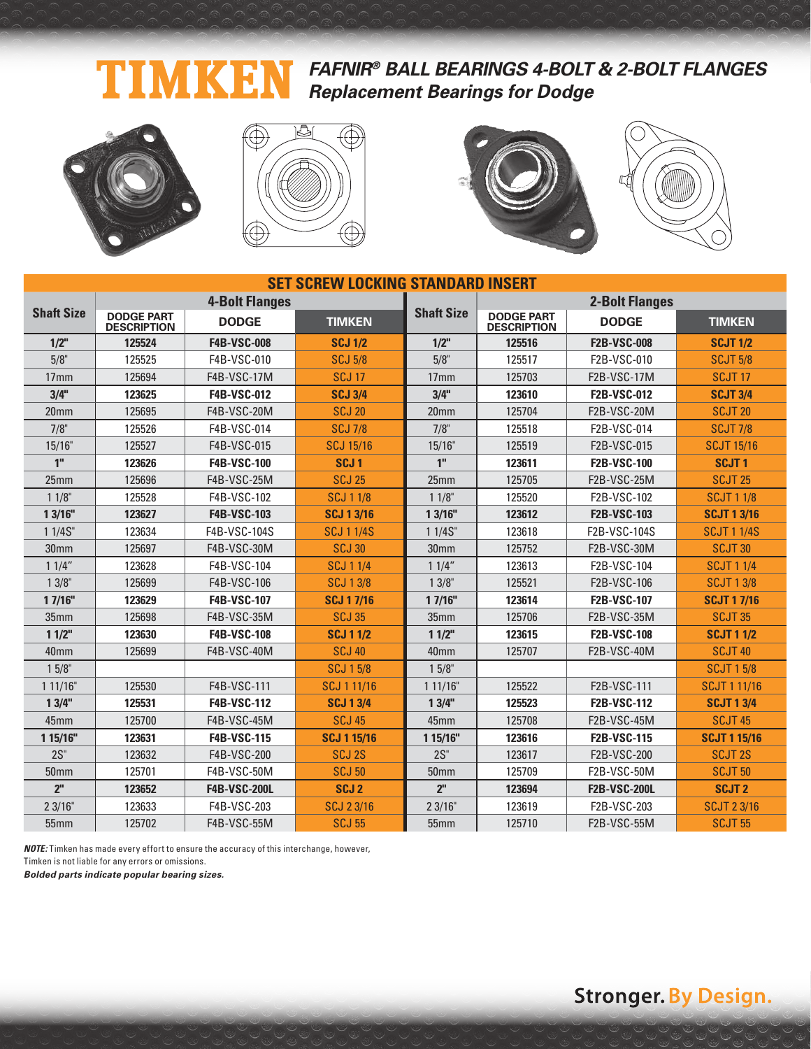# TIMKEN FAFNIR® BALL BEARINGS 4-BOLT & 2-BOLT FLANGES

## Replacement Bearings for Dodge

| SET SCREW LOCKING STANDARD INSERT | | | | | | | |
|---|---|---|---|---|---|---|---|
| **Shaft Size** | **4-Bolt Flanges** | | | **Shaft Size** | **2-Bolt Flanges** | | |
| | **DODGE PART DESCRIPTION** | **DODGE** | **TIMKEN** | | **DODGE PART DESCRIPTION** | **DODGE** | **TIMKEN** |
| **1/2"** | **125524** | **F4B-VSC-008** | **SCJ 1/2** | **1/2"** | **125516** | **F2B-VSC-008** | **SCJT 1/2** |
| 5/8" | 125525 | F4B-VSC-010 | SCJ 5/8 | 5/8" | 125517 | F2B-VSC-010 | SCJT 5/8 |
| 17mm | 125694 | F4B-VSC-17M | SCJ 17 | 17mm | 125703 | F2B-VSC-17M | SCJT 17 |
| **3/4"** | **123625** | **F4B-VSC-012** | **SCJ 3/4** | **3/4"** | **123610** | **F2B-VSC-012** | **SCJT 3/4** |
| 20mm | 125695 | F4B-VSC-20M | SCJ 20 | 20mm | 125704 | F2B-VSC-20M | SCJT 20 |
| 7/8" | 125526 | F4B-VSC-014 | SCJ 7/8 | 7/8" | 125518 | F2B-VSC-014 | SCJT 7/8 |
| 15/16" | 125527 | F4B-VSC-015 | SCJ 15/16 | 15/16" | 125519 | F2B-VSC-015 | SCJT 15/16 |
| **1"** | **123626** | **F4B-VSC-100** | **SCJ 1** | **1"** | **123611** | **F2B-VSC-100** | **SCJT 1** |
| 25mm | 125696 | F4B-VSC-25M | SCJ 25 | 25mm | 125705 | F2B-VSC-25M | SCJT 25 |
| 1 1/8" | 125528 | F4B-VSC-102 | SCJ 1 1/8 | 1 1/8" | 125520 | F2B-VSC-102 | SCJT 1 1/8 |
| **1 3/16"** | **123627** | **F4B-VSC-103** | **SCJ 1 3/16** | **1 3/16"** | **123612** | **F2B-VSC-103** | **SCJT 1 3/16** |
| 1 1/4S" | 123634 | F4B-VSC-104S | SCJ 1 1/4S | 1 1/4S" | 123618 | F2B-VSC-104S | SCJT 1 1/4S |
| 30mm | 125697 | F4B-VSC-30M | SCJ 30 | 30mm | 125752 | F2B-VSC-30M | SCJT 30 |
| 1 1/4" | 123628 | F4B-VSC-104 | SCJ 1 1/4 | 1 1/4" | 123613 | F2B-VSC-104 | SCJT 1 1/4 |
| 1 3/8" | 125699 | F4B-VSC-106 | SCJ 1 3/8 | 1 3/8" | 125521 | F2B-VSC-106 | SCJT 1 3/8 |
| **1 7/16"** | **123629** | **F4B-VSC-107** | **SCJ 1 7/16** | **1 7/16"** | **123614** | **F2B-VSC-107** | **SCJT 1 7/16** |
| 35mm | 125698 | F4B-VSC-35M | SCJ 35 | 35mm | 125706 | F2B-VSC-35M | SCJT 35 |
| **1 1/2"** | **123630** | **F4B-VSC-108** | **SCJ 1 1/2** | **1 1/2"** | **123615** | **F2B-VSC-108** | **SCJT 1 1/2** |
| 40mm | 125699 | F4B-VSC-40M | SCJ 40 | 40mm | 125707 | F2B-VSC-40M | SCJT 40 |
| 1 5/8" | | | SCJ 1 5/8 | 1 5/8" | | | SCJT 1 5/8 |
| 1 11/16" | 125530 | F4B-VSC-111 | SCJ 1 11/16 | 1 11/16" | 125522 | F2B-VSC-111 | SCJT 1 11/16 |
| **1 3/4"** | **125531** | **F4B-VSC-112** | **SCJ 1 3/4** | **1 3/4"** | **125523** | **F2B-VSC-112** | **SCJT 1 3/4** |
| 45mm | 125700 | F4B-VSC-45M | SCJ 45 | 45mm | 125708 | F2B-VSC-45M | SCJT 45 |
| **1 15/16"** | **123631** | **F4B-VSC-115** | **SCJ 1 15/16** | **1 15/16"** | **123616** | **F2B-VSC-115** | **SCJT 1 15/16** |
| 2S" | 123632 | F4B-VSC-200 | SCJ 2S | 2S" | 123617 | F2B-VSC-200 | SCJT 2S |
| 50mm | 125701 | F4B-VSC-50M | SCJ 50 | 50mm | 125709 | F2B-VSC-50M | SCJT 50 |
| **2"** | **123652** | **F4B-VSC-200L** | **SCJ 2** | **2"** | **123694** | **F2B-VSC-200L** | **SCJT 2** |
| 2 3/16" | 123633 | F4B-VSC-203 | SCJ 2 3/16 | 2 3/16" | 123619 | F2B-VSC-203 | SCJT 2 3/16 |
| 55mm | 125702 | F4B-VSC-55M | SCJ 55 | 55mm | 125710 | F2B-VSC-55M | SCJT 55 |

***NOTE:*** Timken has made every effort to ensure the accuracy of this interchange, however, Timken is not liable for any errors or omissions.

***Bolded parts indicate popular bearing sizes.***

Stronger. By Design.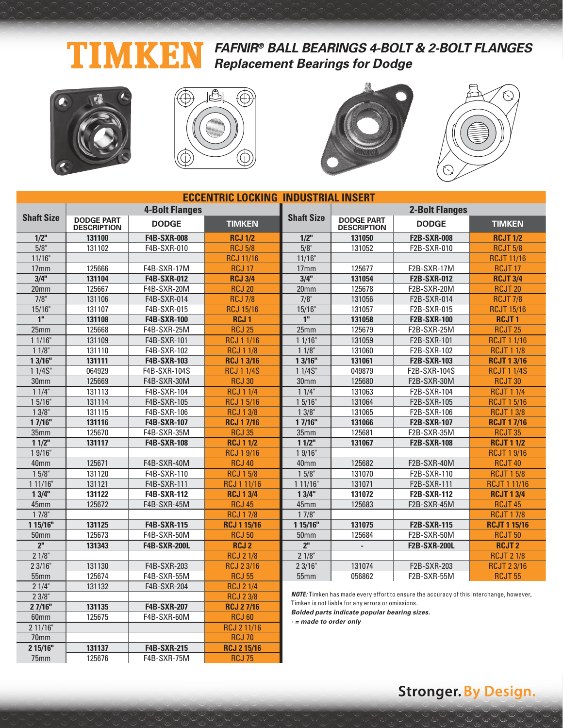# TIMKEN

## FAFNIR® BALL BEARINGS 4-BOLT & 2-BOLT FLANGES
## Replacement Bearings for Dodge

### ECCENTRIC LOCKING INDUSTRIAL INSERT

| Shaft Size | 4-Bolt Flanges | | | Shaft Size | 2-Bolt Flanges | | |
|---|---|---|---|---|---|---|---|
| | DODGE PART DESCRIPTION | DODGE | TIMKEN | | DODGE PART DESCRIPTION | DODGE | TIMKEN |
| **1/2"** | **131100** | **F4B-SXR-008** | **RCJ 1/2** | **1/2"** | **131050** | **F2B-SXR-008** | **RCJT 1/2** |
| 5/8" | 131102 | F4B-SXR-010 | RCJ 5/8 | 5/8" | 131052 | F2B-SXR-010 | RCJT 5/8 |
| 11/16" | | | RCJ 11/16 | 11/16" | | | RCJT 11/16 |
| 17mm | 125666 | F4B-SXR-17M | RCJ 17 | 17mm | 125677 | F2B-SXR-17M | RCJT 17 |
| **3/4"** | **131104** | **F4B-SXR-012** | **RCJ 3/4** | **3/4"** | **131054** | **F2B-SXR-012** | **RCJT 3/4** |
| 20mm | 125667 | F4B-SXR-20M | RCJ 20 | 20mm | 125678 | F2B-SXR-20M | RCJT 20 |
| 7/8" | 131106 | F4B-SXR-014 | RCJ 7/8 | 7/8" | 131056 | F2B-SXR-014 | RCJT 7/8 |
| 15/16" | 131107 | F4B-SXR-015 | RCJ 15/16 | 15/16" | 131057 | F2B-SXR-015 | RCJT 15/16 |
| **1"** | **131108** | **F4B-SXR-100** | **RCJ 1** | **1"** | **131058** | **F2B-SXR-100** | **RCJT 1** |
| 25mm | 125668 | F4B-SXR-25M | RCJ 25 | 25mm | 125679 | F2B-SXR-25M | RCJT 25 |
| 1 1/16" | 131109 | F4B-SXR-101 | RCJ 1 1/16 | 1 1/16" | 131059 | F2B-SXR-101 | RCJT 1 1/16 |
| 1 1/8" | 131110 | F4B-SXR-102 | RCJ 1 1/8 | 1 1/8" | 131060 | F2B-SXR-102 | RCJT 1 1/8 |
| **1 3/16"** | **131111** | **F4B-SXR-103** | **RCJ 1 3/16** | **1 3/16"** | **131061** | **F2B-SXR-103** | **RCJT 1 3/16** |
| 1 1/4S" | 064929 | F4B-SXR-104S | RCJ 1 1/4S | 1 1/4S" | 049879 | F2B-SXR-104S | RCJT 1 1/4S |
| 30mm | 125669 | F4B-SXR-30M | RCJ 30 | 30mm | 125680 | F2B-SXR-30M | RCJT 30 |
| 1 1/4" | 131113 | F4B-SXR-104 | RCJ 1 1/4 | 1 1/4" | 131063 | F2B-SXR-104 | RCJT 1 1/4 |
| 1 5/16" | 131114 | F4B-SXR-105 | RCJ 1 5/16 | 1 5/16" | 131064 | F2B-SXR-105 | RCJT 1 5/16 |
| 1 3/8" | 131115 | F4B-SXR-106 | RCJ 1 3/8 | 1 3/8" | 131065 | F2B-SXR-106 | RCJT 1 3/8 |
| **1 7/16"** | **131116** | **F4B-SXR-107** | **RCJ 1 7/16** | **1 7/16"** | **131066** | **F2B-SXR-107** | **RCJT 1 7/16** |
| 35mm | 125670 | F4B-SXR-35M | RCJ 35 | 35mm | 125681 | F2B-SXR-35M | RCJT 35 |
| **1 1/2"** | **131117** | **F4B-SXR-108** | **RCJ 1 1/2** | **1 1/2"** | **131067** | **F2B-SXR-108** | **RCJT 1 1/2** |
| 1 9/16" | | | RCJ 1 9/16 | 1 9/16" | | | RCJT 1 9/16 |
| 40mm | 125671 | F4B-SXR-40M | RCJ 40 | 40mm | 125682 | F2B-SXR-40M | RCJT 40 |
| 1 5/8" | 131120 | F4B-SXR-110 | RCJ 1 5/8 | 1 5/8" | 131070 | F2B-SXR-110 | RCJT 1 5/8 |
| 1 11/16" | 131121 | F4B-SXR-111 | RCJ 1 11/16 | 1 11/16" | 131071 | F2B-SXR-111 | RCJT 1 11/16 |
| **1 3/4"** | **131122** | **F4B-SXR-112** | **RCJ 1 3/4** | **1 3/4"** | **131072** | **F2B-SXR-112** | **RCJT 1 3/4** |
| 45mm | 125672 | F4B-SXR-45M | RCJ 45 | 45mm | 125683 | F2B-SXR-45M | RCJT 45 |
| 1 7/8" | | | RCJ 1 7/8 | 1 7/8" | | | RCJT 1 7/8 |
| **1 15/16"** | **131125** | **F4B-SXR-115** | **RCJ 1 15/16** | **1 15/16"** | **131075** | **F2B-SXR-115** | **RCJT 1 15/16** |
| 50mm | 125673 | F4B-SXR-50M | RCJ 50 | 50mm | 125684 | F2B-SXR-50M | RCJT 50 |
| **2"** | **131343** | **F4B-SXR-200L** | **RCJ 2** | **2"** | **-** | **F2B-SXR-200L** | **RCJT 2** |
| 2 1/8" | | | RCJ 2 1/8 | 2 1/8" | | | RCJT 2 1/8 |
| 2 3/16" | 131130 | F4B-SXR-203 | RCJ 2 3/16 | 2 3/16" | 131074 | F2B-SXR-203 | RCJT 2 3/16 |
| 55mm | 125674 | F4B-SXR-55M | RCJ 55 | 55mm | 056862 | F2B-SXR-55M | RCJT 55 |
| 2 1/4" | 131132 | F4B-SXR-204 | RCJ 2 1/4 | | | | |
| 2 3/8" | | | RCJ 2 3/8 | | | | |
| **2 7/16"** | **131135** | **F4B-SXR-207** | **RCJ 2 7/16** | | | | |
| 60mm | 125675 | F4B-SXR-60M | RCJ 60 | | | | |
| 2 11/16" | | | RCJ 2 11/16 | | | | |
| 70mm | | | RCJ 70 | | | | |
| **2 15/16"** | **131137** | **F4B-SXR-215** | **RCJ 2 15/16** | | | | |
| 75mm | 125676 | F4B-SXR-75M | RCJ 75 | | | | |

***NOTE:*** Timken has made every effort to ensure the accuracy of this interchange, however, Timken is not liable for any errors or omissions.

***Bolded parts indicate popular bearing sizes.***

***- = made to order only***

**Stronger. By Design.**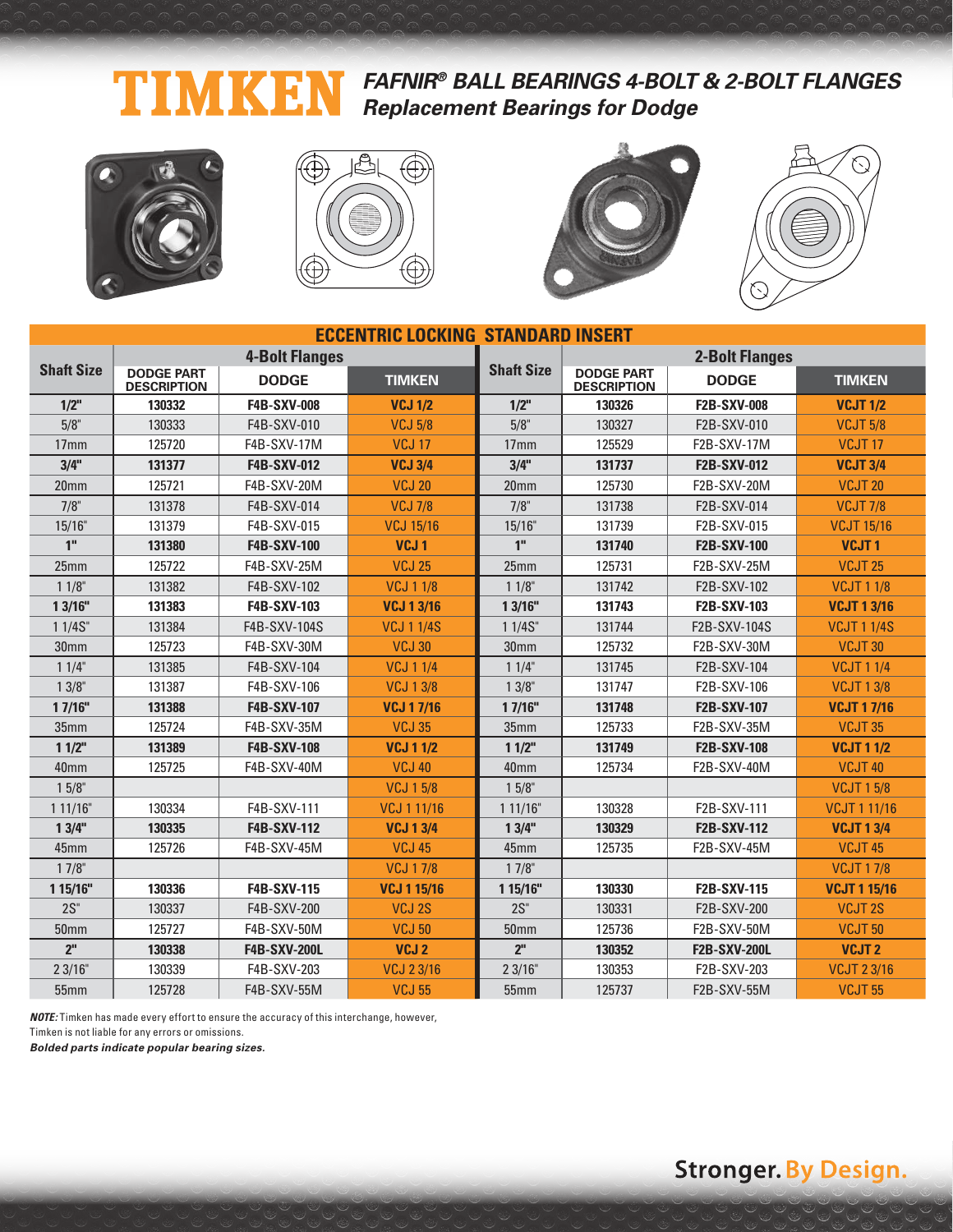# TIMKEN

## *FAFNIR® BALL BEARINGS 4-BOLT & 2-BOLT FLANGES*
## *Replacement Bearings for Dodge*

### ECCENTRIC LOCKING STANDARD INSERT

| Shaft Size | 4-Bolt Flanges | | | Shaft Size | 2-Bolt Flanges | | |
|---|---|---|---|---|---|---|---|
| | DODGE PART DESCRIPTION | DODGE | TIMKEN | | DODGE PART DESCRIPTION | DODGE | TIMKEN |
| **1/2"** | **130332** | **F4B-SXV-008** | **VCJ 1/2** | **1/2"** | **130326** | **F2B-SXV-008** | **VCJT 1/2** |
| 5/8" | 130333 | F4B-SXV-010 | VCJ 5/8 | 5/8" | 130327 | F2B-SXV-010 | VCJT 5/8 |
| 17mm | 125720 | F4B-SXV-17M | VCJ 17 | 17mm | 125529 | F2B-SXV-17M | VCJT 17 |
| **3/4"** | **131377** | **F4B-SXV-012** | **VCJ 3/4** | **3/4"** | **131737** | **F2B-SXV-012** | **VCJT 3/4** |
| 20mm | 125721 | F4B-SXV-20M | VCJ 20 | 20mm | 125730 | F2B-SXV-20M | VCJT 20 |
| 7/8" | 131378 | F4B-SXV-014 | VCJ 7/8 | 7/8" | 131738 | F2B-SXV-014 | VCJT 7/8 |
| 15/16" | 131379 | F4B-SXV-015 | VCJ 15/16 | 15/16" | 131739 | F2B-SXV-015 | VCJT 15/16 |
| **1"** | **131380** | **F4B-SXV-100** | **VCJ 1** | **1"** | **131740** | **F2B-SXV-100** | **VCJT 1** |
| 25mm | 125722 | F4B-SXV-25M | VCJ 25 | 25mm | 125731 | F2B-SXV-25M | VCJT 25 |
| 1 1/8" | 131382 | F4B-SXV-102 | VCJ 1 1/8 | 1 1/8" | 131742 | F2B-SXV-102 | VCJT 1 1/8 |
| **1 3/16"** | **131383** | **F4B-SXV-103** | **VCJ 1 3/16** | **1 3/16"** | **131743** | **F2B-SXV-103** | **VCJT 1 3/16** |
| 1 1/4S" | 131384 | F4B-SXV-104S | VCJ 1 1/4S | 1 1/4S" | 131744 | F2B-SXV-104S | VCJT 1 1/4S |
| 30mm | 125723 | F4B-SXV-30M | VCJ 30 | 30mm | 125732 | F2B-SXV-30M | VCJT 30 |
| 1 1/4" | 131385 | F4B-SXV-104 | VCJ 1 1/4 | 1 1/4" | 131745 | F2B-SXV-104 | VCJT 1 1/4 |
| 1 3/8" | 131387 | F4B-SXV-106 | VCJ 1 3/8 | 1 3/8" | 131747 | F2B-SXV-106 | VCJT 1 3/8 |
| **1 7/16"** | **131388** | **F4B-SXV-107** | **VCJ 1 7/16** | **1 7/16"** | **131748** | **F2B-SXV-107** | **VCJT 1 7/16** |
| 35mm | 125724 | F4B-SXV-35M | VCJ 35 | 35mm | 125733 | F2B-SXV-35M | VCJT 35 |
| **1 1/2"** | **131389** | **F4B-SXV-108** | **VCJ 1 1/2** | **1 1/2"** | **131749** | **F2B-SXV-108** | **VCJT 1 1/2** |
| 40mm | 125725 | F4B-SXV-40M | VCJ 40 | 40mm | 125734 | F2B-SXV-40M | VCJT 40 |
| 1 5/8" | | | VCJ 1 5/8 | 1 5/8" | | | VCJT 1 5/8 |
| 1 11/16" | 130334 | F4B-SXV-111 | VCJ 1 11/16 | 1 11/16" | 130328 | F2B-SXV-111 | VCJT 1 11/16 |
| **1 3/4"** | **130335** | **F4B-SXV-112** | **VCJ 1 3/4** | **1 3/4"** | **130329** | **F2B-SXV-112** | **VCJT 1 3/4** |
| 45mm | 125726 | F4B-SXV-45M | VCJ 45 | 45mm | 125735 | F2B-SXV-45M | VCJT 45 |
| 1 7/8" | | | VCJ 1 7/8 | 1 7/8" | | | VCJT 1 7/8 |
| **1 15/16"** | **130336** | **F4B-SXV-115** | **VCJ 1 15/16** | **1 15/16"** | **130330** | **F2B-SXV-115** | **VCJT 1 15/16** |
| 2S" | 130337 | F4B-SXV-200 | VCJ 2S | 2S" | 130331 | F2B-SXV-200 | VCJT 2S |
| 50mm | 125727 | F4B-SXV-50M | VCJ 50 | 50mm | 125736 | F2B-SXV-50M | VCJT 50 |
| **2"** | **130338** | **F4B-SXV-200L** | **VCJ 2** | **2"** | **130352** | **F2B-SXV-200L** | **VCJT 2** |
| 2 3/16" | 130339 | F4B-SXV-203 | VCJ 2 3/16 | 2 3/16" | 130353 | F2B-SXV-203 | VCJT 2 3/16 |
| 55mm | 125728 | F4B-SXV-55M | VCJ 55 | 55mm | 125737 | F2B-SXV-55M | VCJT 55 |

***NOTE:*** Timken has made every effort to ensure the accuracy of this interchange, however, Timken is not liable for any errors or omissions.

***Bolded parts indicate popular bearing sizes.***

**Stronger. By Design.**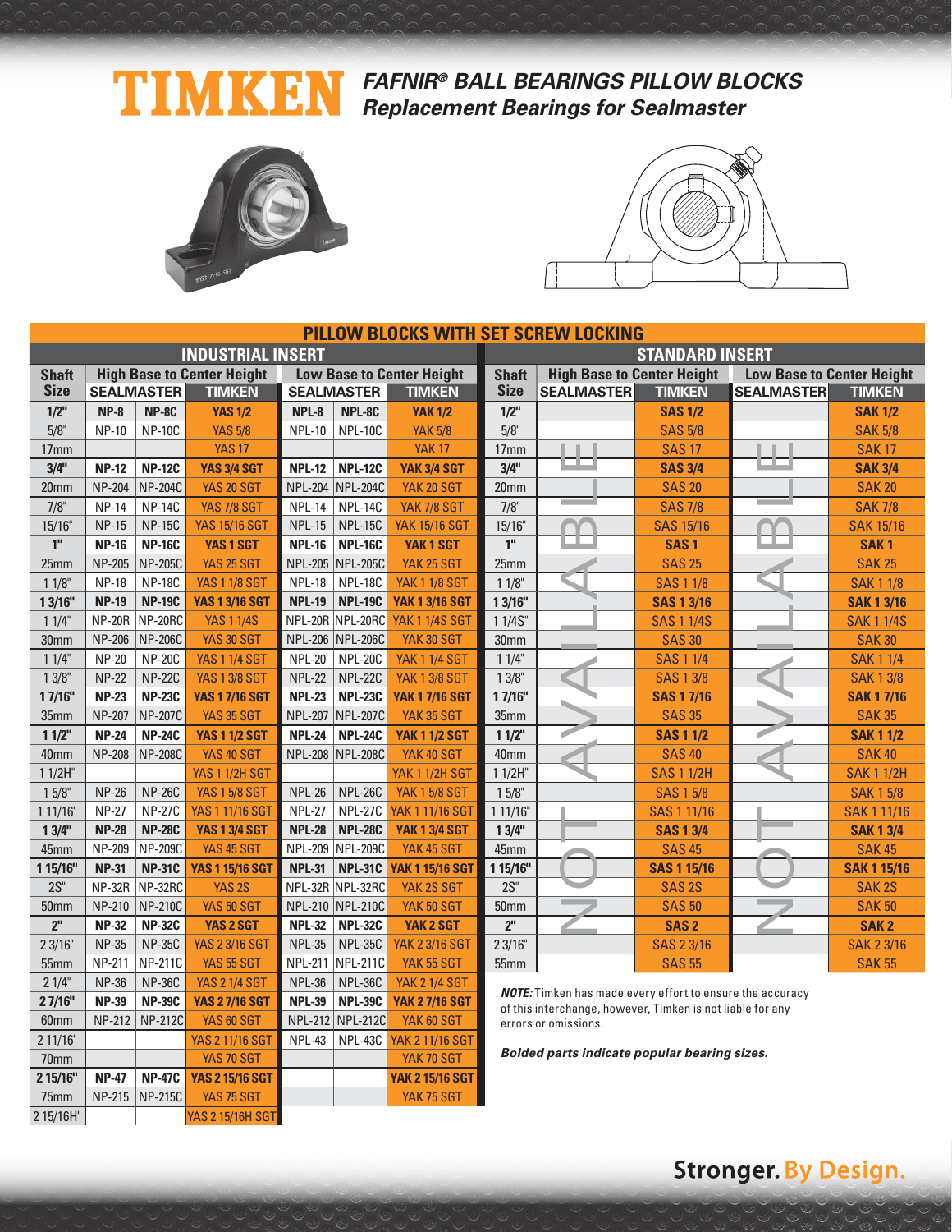# TIMKEN

## *FAFNIR® BALL BEARINGS PILLOW BLOCKS*
## *Replacement Bearings for Sealmaster*

### PILLOW BLOCKS WITH SET SCREW LOCKING

#### INDUSTRIAL INSERT

| Shaft Size | High Base to Center Height | | | Low Base to Center Height | | |
|---|---|---|---|---|---|---|
| | SEALMASTER | | TIMKEN | SEALMASTER | | TIMKEN |
| **1/2"** | **NP-8** | **NP-8C** | **YAS 1/2** | **NPL-8** | **NPL-8C** | **YAK 1/2** |
| 5/8" | NP-10 | NP-10C | YAS 5/8 | NPL-10 | NPL-10C | YAK 5/8 |
| 17mm | | | YAS 17 | | | YAK 17 |
| **3/4"** | **NP-12** | **NP-12C** | **YAS 3/4 SGT** | **NPL-12** | **NPL-12C** | **YAK 3/4 SGT** |
| 20mm | NP-204 | NP-204C | YAS 20 SGT | NPL-204 | NPL-204C | YAK 20 SGT |
| 7/8" | NP-14 | NP-14C | YAS 7/8 SGT | NPL-14 | NPL-14C | YAK 7/8 SGT |
| 15/16" | NP-15 | NP-15C | YAS 15/16 SGT | NPL-15 | NPL-15C | YAK 15/16 SGT |
| **1"** | **NP-16** | **NP-16C** | **YAS 1 SGT** | **NPL-16** | **NPL-16C** | **YAK 1 SGT** |
| 25mm | NP-205 | NP-205C | YAS 25 SGT | NPL-205 | NPL-205C | YAK 25 SGT |
| 1 1/8" | NP-18 | NP-18C | YAS 1 1/8 SGT | NPL-18 | NPL-18C | YAK 1 1/8 SGT |
| **1 3/16"** | **NP-19** | **NP-19C** | **YAS 1 3/16 SGT** | **NPL-19** | **NPL-19C** | **YAK 1 3/16 SGT** |
| 1 1/4" | NP-20R | NP-20RC | YAS 1 1/4S | NPL-20R | NPL-20RC | YAK 1 1/4S SGT |
| 30mm | NP-206 | NP-206C | YAS 30 SGT | NPL-206 | NPL-206C | YAK 30 SGT |
| 1 1/4" | NP-20 | NP-20C | YAS 1 1/4 SGT | NPL-20 | NPL-20C | YAK 1 1/4 SGT |
| 1 3/8" | NP-22 | NP-22C | YAS 1 3/8 SGT | NPL-22 | NPL-22C | YAK 1 3/8 SGT |
| **1 7/16"** | **NP-23** | **NP-23C** | **YAS 1 7/16 SGT** | **NPL-23** | **NPL-23C** | **YAK 1 7/16 SGT** |
| 35mm | NP-207 | NP-207C | YAS 35 SGT | NPL-207 | NPL-207C | YAK 35 SGT |
| **1 1/2"** | **NP-24** | **NP-24C** | **YAS 1 1/2 SGT** | **NPL-24** | **NPL-24C** | **YAK 1 1/2 SGT** |
| 40mm | NP-208 | NP-208C | YAS 40 SGT | NPL-208 | NPL-208C | YAK 40 SGT |
| 1 1/2H" | | | YAS 1 1/2H SGT | | | YAK 1 1/2H SGT |
| 1 5/8" | NP-26 | NP-26C | YAS 1 5/8 SGT | NPL-26 | NPL-26C | YAK 1 5/8 SGT |
| 1 11/16" | NP-27 | NP-27C | YAS 1 11/16 SGT | NPL-27 | NPL-27C | YAK 1 11/16 SGT |
| **1 3/4"** | **NP-28** | **NP-28C** | **YAS 1 3/4 SGT** | **NPL-28** | **NPL-28C** | **YAK 1 3/4 SGT** |
| 45mm | NP-209 | NP-209C | YAS 45 SGT | NPL-209 | NPL-209C | YAK 45 SGT |
| **1 15/16"** | **NP-31** | **NP-31C** | **YAS 1 15/16 SGT** | **NPL-31** | **NPL-31C** | **YAK 1 15/16 SGT** |
| 2S" | NP-32R | NP-32RC | YAS 2S | NPL-32R | NPL-32RC | YAK 2S SGT |
| 50mm | NP-210 | NP-210C | YAS 50 SGT | NPL-210 | NPL-210C | YAK 50 SGT |
| **2"** | **NP-32** | **NP-32C** | **YAS 2 SGT** | **NPL-32** | **NPL-32C** | **YAK 2 SGT** |
| 2 3/16" | NP-35 | NP-35C | YAS 2 3/16 SGT | NPL-35 | NPL-35C | YAK 2 3/16 SGT |
| 55mm | NP-211 | NP-211C | YAS 55 SGT | NPL-211 | NPL-211C | YAK 55 SGT |
| 2 1/4" | NP-36 | NP-36C | YAS 2 1/4 SGT | NPL-36 | NPL-36C | YAK 2 1/4 SGT |
| **2 7/16"** | **NP-39** | **NP-39C** | **YAS 2 7/16 SGT** | **NPL-39** | **NPL-39C** | **YAK 2 7/16 SGT** |
| 60mm | NP-212 | NP-212C | YAS 60 SGT | NPL-212 | NPL-212C | YAK 60 SGT |
| 2 11/16" | | | YAS 2 11/16 SGT | NPL-43 | NPL-43C | YAK 2 11/16 SGT |
| 70mm | | | YAS 70 SGT | | | YAK 70 SGT |
| **2 15/16"** | **NP-47** | **NP-47C** | **YAS 2 15/16 SGT** | | | **YAK 2 15/16 SGT** |
| 75mm | NP-215 | NP-215C | YAS 75 SGT | | | YAK 75 SGT |
| 2 15/16H" | | | YAS 2 15/16H SGT | | | |

#### STANDARD INSERT

| Shaft Size | High Base to Center Height | | Low Base to Center Height | |
|---|---|---|---|---|
| | SEALMASTER | TIMKEN | SEALMASTER | TIMKEN |
| **1/2"** | NOT AVAILABLE | **SAS 1/2** | NOT AVAILABLE | **SAK 1/2** |
| 5/8" | | SAS 5/8 | | SAK 5/8 |
| 17mm | | SAS 17 | | SAK 17 |
| **3/4"** | | **SAS 3/4** | | **SAK 3/4** |
| 20mm | | SAS 20 | | SAK 20 |
| 7/8" | | SAS 7/8 | | SAK 7/8 |
| 15/16" | | SAS 15/16 | | SAK 15/16 |
| **1"** | | **SAS 1** | | **SAK 1** |
| 25mm | | SAS 25 | | SAK 25 |
| 1 1/8" | | SAS 1 1/8 | | SAK 1 1/8 |
| **1 3/16"** | | **SAS 1 3/16** | | **SAK 1 3/16** |
| 1 1/4S" | | SAS 1 1/4S | | SAK 1 1/4S |
| 30mm | | SAS 30 | | SAK 30 |
| 1 1/4" | | SAS 1 1/4 | | SAK 1 1/4 |
| 1 3/8" | | SAS 1 3/8 | | SAK 1 3/8 |
| **1 7/16"** | | **SAS 1 7/16** | | **SAK 1 7/16** |
| 35mm | | SAS 35 | | SAK 35 |
| **1 1/2"** | | **SAS 1 1/2** | | **SAK 1 1/2** |
| 40mm | | SAS 40 | | SAK 40 |
| 1 1/2H" | | SAS 1 1/2H | | SAK 1 1/2H |
| 1 5/8" | | SAS 1 5/8 | | SAK 1 5/8 |
| 1 11/16" | | SAS 1 11/16 | | SAK 1 11/16 |
| **1 3/4"** | | **SAS 1 3/4** | | **SAK 1 3/4** |
| 45mm | | SAS 45 | | SAK 45 |
| **1 15/16"** | | **SAS 1 15/16** | | **SAK 1 15/16** |
| 2S" | | SAS 2S | | SAK 2S |
| 50mm | | SAS 50 | | SAK 50 |
| **2"** | | **SAS 2** | | **SAK 2** |
| 2 3/16" | | SAS 2 3/16 | | SAK 2 3/16 |
| 55mm | | SAS 55 | | SAK 55 |

***NOTE:*** Timken has made every effort to ensure the accuracy of this interchange, however, Timken is not liable for any errors or omissions.

***Bolded parts indicate popular bearing sizes.***

**Stronger. By Design.**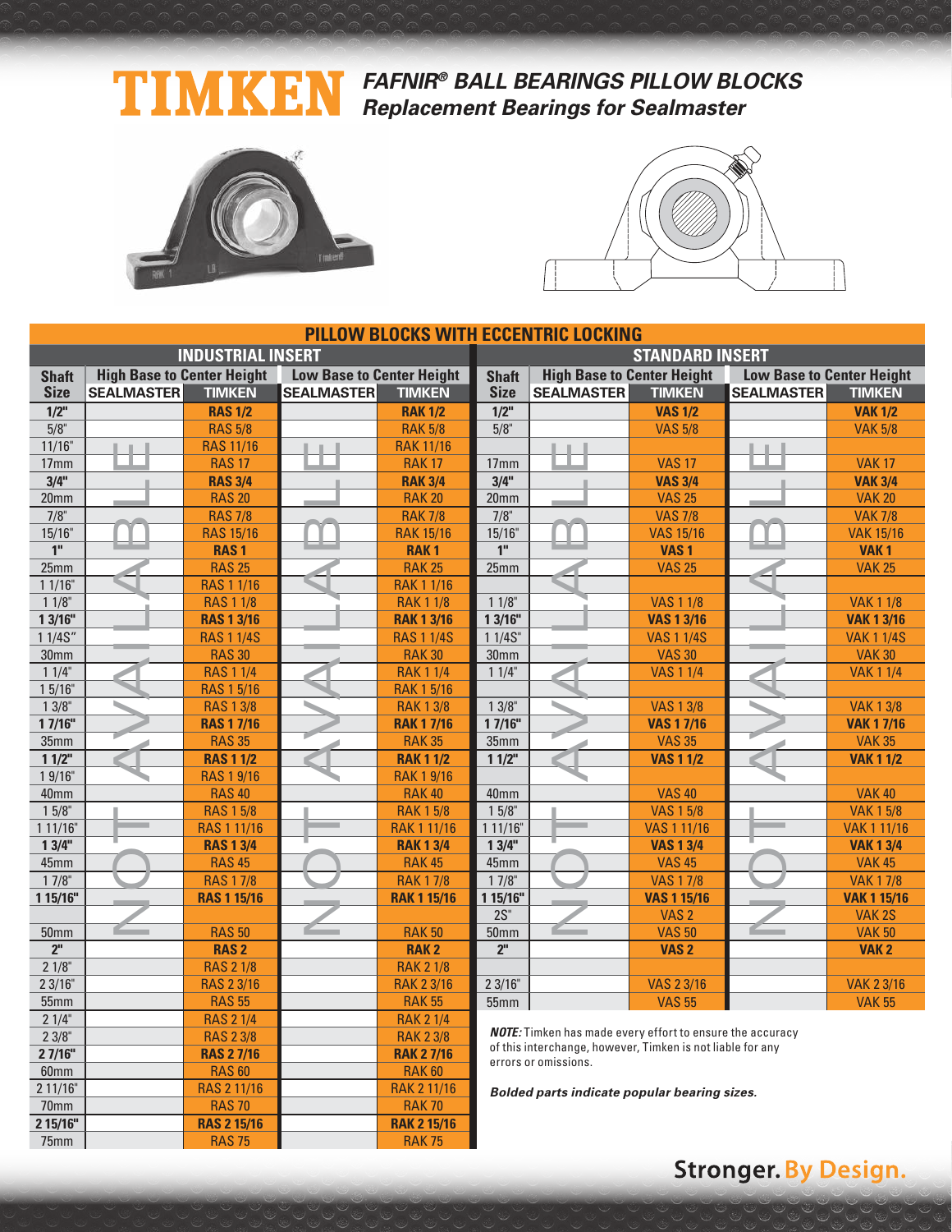# TIMKEN

## FAFNIR® BALL BEARINGS PILLOW BLOCKS
## Replacement Bearings for Sealmaster

### PILLOW BLOCKS WITH ECCENTRIC LOCKING

#### INDUSTRIAL INSERT

| Shaft Size | High Base to Center Height | | Low Base to Center Height | |
|---|---|---|---|---|
| | SEALMASTER | TIMKEN | SEALMASTER | TIMKEN |
| **1/2"** | NOT AVAILABLE | **RAS 1/2** | NOT AVAILABLE | **RAK 1/2** |
| 5/8" | | RAS 5/8 | | RAK 5/8 |
| 11/16" | | RAS 11/16 | | RAK 11/16 |
| 17mm | | RAS 17 | | RAK 17 |
| **3/4"** | | **RAS 3/4** | | **RAK 3/4** |
| 20mm | | RAS 20 | | RAK 20 |
| 7/8" | | RAS 7/8 | | RAK 7/8 |
| 15/16" | | RAS 15/16 | | RAK 15/16 |
| **1"** | | **RAS 1** | | **RAK 1** |
| 25mm | | RAS 25 | | RAK 25 |
| 1 1/16" | | RAS 1 1/16 | | RAK 1 1/16 |
| 1 1/8" | | RAS 1 1/8 | | RAK 1 1/8 |
| **1 3/16"** | | **RAS 1 3/16** | | **RAK 1 3/16** |
| 1 1/4S" | | RAS 1 1/4S | | RAS 1 1/4S |
| 30mm | | RAS 30 | | RAK 30 |
| 1 1/4" | | RAS 1 1/4 | | RAK 1 1/4 |
| 1 5/16" | | RAS 1 5/16 | | RAK 1 5/16 |
| 1 3/8" | | RAS 1 3/8 | | RAK 1 3/8 |
| **1 7/16"** | | **RAS 1 7/16** | | **RAK 1 7/16** |
| 35mm | | RAS 35 | | RAK 35 |
| **1 1/2"** | | **RAS 1 1/2** | | **RAK 1 1/2** |
| 1 9/16" | | RAS 1 9/16 | | RAK 1 9/16 |
| 40mm | | RAS 40 | | RAK 40 |
| 1 5/8" | | RAS 1 5/8 | | RAK 1 5/8 |
| 1 11/16" | | RAS 1 11/16 | | RAK 1 11/16 |
| **1 3/4"** | | **RAS 1 3/4** | | **RAK 1 3/4** |
| 45mm | | RAS 45 | | RAK 45 |
| 1 7/8" | | RAS 1 7/8 | | RAK 1 7/8 |
| **1 15/16"** | | **RAS 1 15/16** | | **RAK 1 15/16** |
| 50mm | | RAS 50 | | RAK 50 |
| **2"** | | **RAS 2** | | **RAK 2** |
| 2 1/8" | | RAS 2 1/8 | | RAK 2 1/8 |
| 2 3/16" | | RAS 2 3/16 | | RAK 2 3/16 |
| 55mm | | RAS 55 | | RAK 55 |
| 2 1/4" | | RAS 2 1/4 | | RAK 2 1/4 |
| 2 3/8" | | RAS 2 3/8 | | RAK 2 3/8 |
| **2 7/16"** | | **RAS 2 7/16** | | **RAK 2 7/16** |
| 60mm | | RAS 60 | | RAK 60 |
| 2 11/16" | | RAS 2 11/16 | | RAK 2 11/16 |
| 70mm | | RAS 70 | | RAK 70 |
| **2 15/16"** | | **RAS 2 15/16** | | **RAK 2 15/16** |
| 75mm | | RAS 75 | | RAK 75 |

#### STANDARD INSERT

| Shaft Size | High Base to Center Height | | Low Base to Center Height | |
|---|---|---|---|---|
| | SEALMASTER | TIMKEN | SEALMASTER | TIMKEN |
| **1/2"** | NOT AVAILABLE | **VAS 1/2** | NOT AVAILABLE | **VAK 1/2** |
| 5/8" | | VAS 5/8 | | VAK 5/8 |
| 17mm | | VAS 17 | | VAK 17 |
| **3/4"** | | **VAS 3/4** | | **VAK 3/4** |
| 20mm | | VAS 25 | | VAK 20 |
| 7/8" | | VAS 7/8 | | VAK 7/8 |
| 15/16" | | VAS 15/16 | | VAK 15/16 |
| **1"** | | **VAS 1** | | **VAK 1** |
| 25mm | | VAS 25 | | VAK 25 |
| 1 1/8" | | VAS 1 1/8 | | VAK 1 1/8 |
| **1 3/16"** | | **VAS 1 3/16** | | **VAK 1 3/16** |
| 1 1/4S" | | VAS 1 1/4S | | VAK 1 1/4S |
| 30mm | | VAS 30 | | VAK 30 |
| 1 1/4" | | VAS 1 1/4 | | VAK 1 1/4 |
| 1 3/8" | | VAS 1 3/8 | | VAK 1 3/8 |
| **1 7/16"** | | **VAS 1 7/16** | | **VAK 1 7/16** |
| 35mm | | VAS 35 | | VAK 35 |
| **1 1/2"** | | **VAS 1 1/2** | | **VAK 1 1/2** |
| 40mm | | VAS 40 | | VAK 40 |
| 1 5/8" | | VAS 1 5/8 | | VAK 1 5/8 |
| 1 11/16" | | VAS 1 11/16 | | VAK 1 11/16 |
| **1 3/4"** | | **VAS 1 3/4** | | **VAK 1 3/4** |
| 45mm | | VAS 45 | | VAK 45 |
| 1 7/8" | | VAS 1 7/8 | | VAK 1 7/8 |
| **1 15/16"** | | **VAS 1 15/16** | | **VAK 1 15/16** |
| 2S" | | VAS 2 | | VAK 2S |
| 50mm | | VAS 50 | | VAK 50 |
| **2"** | | **VAS 2** | | **VAK 2** |
| 2 3/16" | | VAS 2 3/16 | | VAK 2 3/16 |
| 55mm | | VAS 55 | | VAK 55 |

***NOTE:*** Timken has made every effort to ensure the accuracy of this interchange, however, Timken is not liable for any errors or omissions.

***Bolded parts indicate popular bearing sizes.***

Stronger. By Design.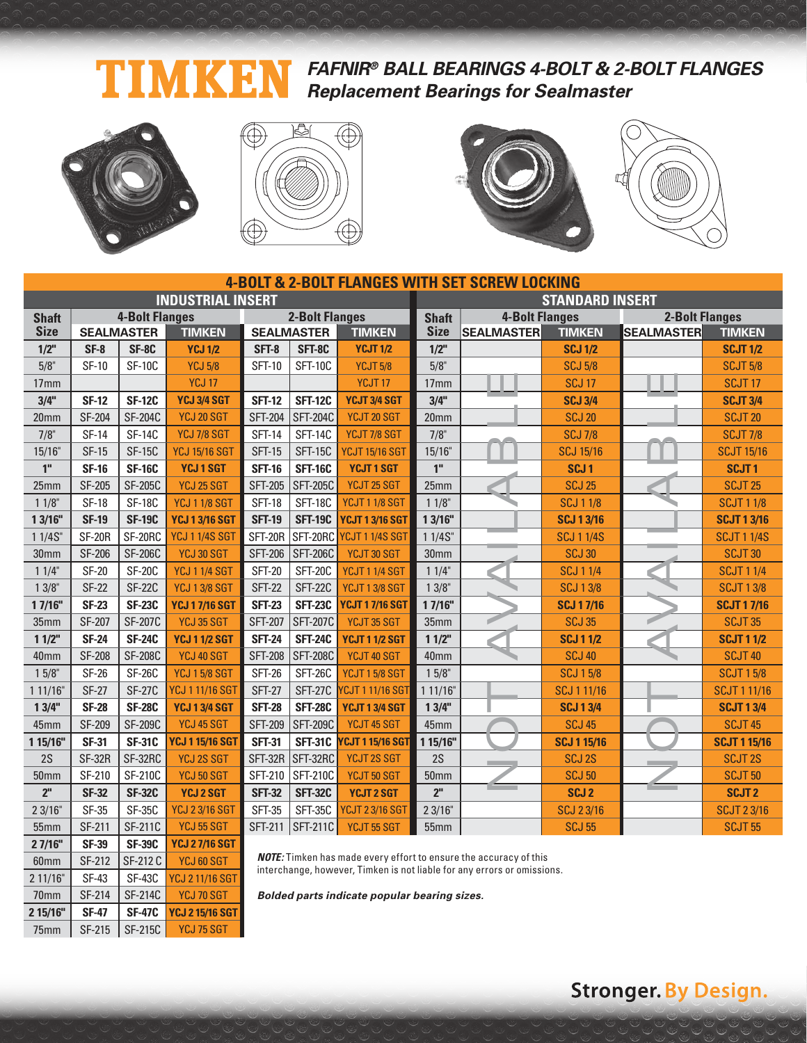# TIMKEN

## *FAFNIR® BALL BEARINGS 4-BOLT & 2-BOLT FLANGES*
## *Replacement Bearings for Sealmaster*

### 4-BOLT & 2-BOLT FLANGES WITH SET SCREW LOCKING

#### INDUSTRIAL INSERT

| Shaft Size | 4-Bolt Flanges SEALMASTER | | 4-Bolt Flanges TIMKEN | 2-Bolt Flanges SEALMASTER | | 2-Bolt Flanges TIMKEN |
|---|---|---|---|---|---|---|
| **1/2"** | **SF-8** | **SF-8C** | **YCJ 1/2** | **SFT-8** | **SFT-8C** | **YCJT 1/2** |
| 5/8" | SF-10 | SF-10C | YCJ 5/8 | SFT-10 | SFT-10C | YCJT 5/8 |
| 17mm | | | YCJ 17 | | | YCJT 17 |
| **3/4"** | **SF-12** | **SF-12C** | **YCJ 3/4 SGT** | **SFT-12** | **SFT-12C** | **YCJT 3/4 SGT** |
| 20mm | SF-204 | SF-204C | YCJ 20 SGT | SFT-204 | SFT-204C | YCJT 20 SGT |
| 7/8" | SF-14 | SF-14C | YCJ 7/8 SGT | SFT-14 | SFT-14C | YCJT 7/8 SGT |
| 15/16" | SF-15 | SF-15C | YCJ 15/16 SGT | SFT-15 | SFT-15C | YCJT 15/16 SGT |
| **1"** | **SF-16** | **SF-16C** | **YCJ 1 SGT** | **SFT-16** | **SFT-16C** | **YCJT 1 SGT** |
| 25mm | SF-205 | SF-205C | YCJ 25 SGT | SFT-205 | SFT-205C | YCJT 25 SGT |
| 1 1/8" | SF-18 | SF-18C | YCJ 1 1/8 SGT | SFT-18 | SFT-18C | YCJT 1 1/8 SGT |
| **1 3/16"** | **SF-19** | **SF-19C** | **YCJ 1 3/16 SGT** | **SFT-19** | **SFT-19C** | **YCJT 1 3/16 SGT** |
| 1 1/4S" | SF-20R | SF-20RC | YCJ 1 1/4S SGT | SFT-20R | SFT-20RC | YCJT 1 1/4S SGT |
| 30mm | SF-206 | SF-206C | YCJ 30 SGT | SFT-206 | SFT-206C | YCJT 30 SGT |
| 1 1/4" | SF-20 | SF-20C | YCJ 1 1/4 SGT | SFT-20 | SFT-20C | YCJT 1 1/4 SGT |
| 1 3/8" | SF-22 | SF-22C | YCJ 1 3/8 SGT | SFT-22 | SFT-22C | YCJT 1 3/8 SGT |
| **1 7/16"** | **SF-23** | **SF-23C** | **YCJ 1 7/16 SGT** | **SFT-23** | **SFT-23C** | **YCJT 1 7/16 SGT** |
| 35mm | SF-207 | SF-207C | YCJ 35 SGT | SFT-207 | SFT-207C | YCJT 35 SGT |
| **1 1/2"** | **SF-24** | **SF-24C** | **YCJ 1 1/2 SGT** | **SFT-24** | **SFT-24C** | **YCJT 1 1/2 SGT** |
| 40mm | SF-208 | SF-208C | YCJ 40 SGT | SFT-208 | SFT-208C | YCJT 40 SGT |
| 1 5/8" | SF-26 | SF-26C | YCJ 1 5/8 SGT | SFT-26 | SFT-26C | YCJT 1 5/8 SGT |
| 1 11/16" | SF-27 | SF-27C | YCJ 1 11/16 SGT | SFT-27 | SFT-27C | YCJT 1 11/16 SGT |
| **1 3/4"** | **SF-28** | **SF-28C** | **YCJ 1 3/4 SGT** | **SFT-28** | **SFT-28C** | **YCJT 1 3/4 SGT** |
| 45mm | SF-209 | SF-209C | YCJ 45 SGT | SFT-209 | SFT-209C | YCJT 45 SGT |
| **1 15/16"** | **SF-31** | **SF-31C** | **YCJ 1 15/16 SGT** | **SFT-31** | **SFT-31C** | **YCJT 1 15/16 SGT** |
| 2S | SF-32R | SF-32RC | YCJ 2S SGT | SFT-32R | SFT-32RC | YCJT 2S SGT |
| 50mm | SF-210 | SF-210C | YCJ 50 SGT | SFT-210 | SFT-210C | YCJT 50 SGT |
| **2"** | **SF-32** | **SF-32C** | **YCJ 2 SGT** | **SFT-32** | **SFT-32C** | **YCJT 2 SGT** |
| 2 3/16" | SF-35 | SF-35C | YCJ 2 3/16 SGT | SFT-35 | SFT-35C | YCJT 2 3/16 SGT |
| 55mm | SF-211 | SF-211C | YCJ 55 SGT | SFT-211 | SFT-211C | YCJT 55 SGT |
| **2 7/16"** | **SF-39** | **SF-39C** | **YCJ 2 7/16 SGT** | | | |
| 60mm | SF-212 | SF-212 C | YCJ 60 SGT | | | |
| 2 11/16" | SF-43 | SF-43C | YCJ 2 11/16 SGT | | | |
| 70mm | SF-214 | SF-214C | YCJ 70 SGT | | | |
| **2 15/16"** | **SF-47** | **SF-47C** | **YCJ 2 15/16 SGT** | | | |
| 75mm | SF-215 | SF-215C | YCJ 75 SGT | | | |

#### STANDARD INSERT

| Shaft Size | 4-Bolt Flanges SEALMASTER | 4-Bolt Flanges TIMKEN | 2-Bolt Flanges SEALMASTER | 2-Bolt Flanges TIMKEN |
|---|---|---|---|---|
| **1/2"** | NOT AVAILABLE | **SCJ 1/2** | NOT AVAILABLE | **SCJT 1/2** |
| 5/8" | | SCJ 5/8 | | SCJT 5/8 |
| 17mm | | SCJ 17 | | SCJT 17 |
| **3/4"** | | **SCJ 3/4** | | **SCJT 3/4** |
| 20mm | | SCJ 20 | | SCJT 20 |
| 7/8" | | SCJ 7/8 | | SCJT 7/8 |
| 15/16" | | SCJ 15/16 | | SCJT 15/16 |
| **1"** | | **SCJ 1** | | **SCJT 1** |
| 25mm | | SCJ 25 | | SCJT 25 |
| 1 1/8" | | SCJ 1 1/8 | | SCJT 1 1/8 |
| **1 3/16"** | | **SCJ 1 3/16** | | **SCJT 1 3/16** |
| 1 1/4S" | | SCJ 1 1/4S | | SCJT 1 1/4S |
| 30mm | | SCJ 30 | | SCJT 30 |
| 1 1/4" | | SCJ 1 1/4 | | SCJT 1 1/4 |
| 1 3/8" | | SCJ 1 3/8 | | SCJT 1 3/8 |
| **1 7/16"** | | **SCJ 1 7/16** | | **SCJT 1 7/16** |
| 35mm | | SCJ 35 | | SCJT 35 |
| **1 1/2"** | | **SCJ 1 1/2** | | **SCJT 1 1/2** |
| 40mm | | SCJ 40 | | SCJT 40 |
| 1 5/8" | | SCJ 1 5/8 | | SCJT 1 5/8 |
| 1 11/16" | | SCJ 1 11/16 | | SCJT 1 11/16 |
| **1 3/4"** | | **SCJ 1 3/4** | | **SCJT 1 3/4** |
| 45mm | | SCJ 45 | | SCJT 45 |
| **1 15/16"** | | **SCJ 1 15/16** | | **SCJT 1 15/16** |
| 2S | | SCJ 2S | | SCJT 2S |
| 50mm | | SCJ 50 | | SCJT 50 |
| **2"** | | **SCJ 2** | | **SCJT 2** |
| 2 3/16" | | SCJ 2 3/16 | | SCJT 2 3/16 |
| 55mm | | SCJ 55 | | SCJT 55 |

***NOTE:*** *Timken has made every effort to ensure the accuracy of this interchange, however, Timken is not liable for any errors or omissions.*

***Bolded parts indicate popular bearing sizes.***

**Stronger. By Design.**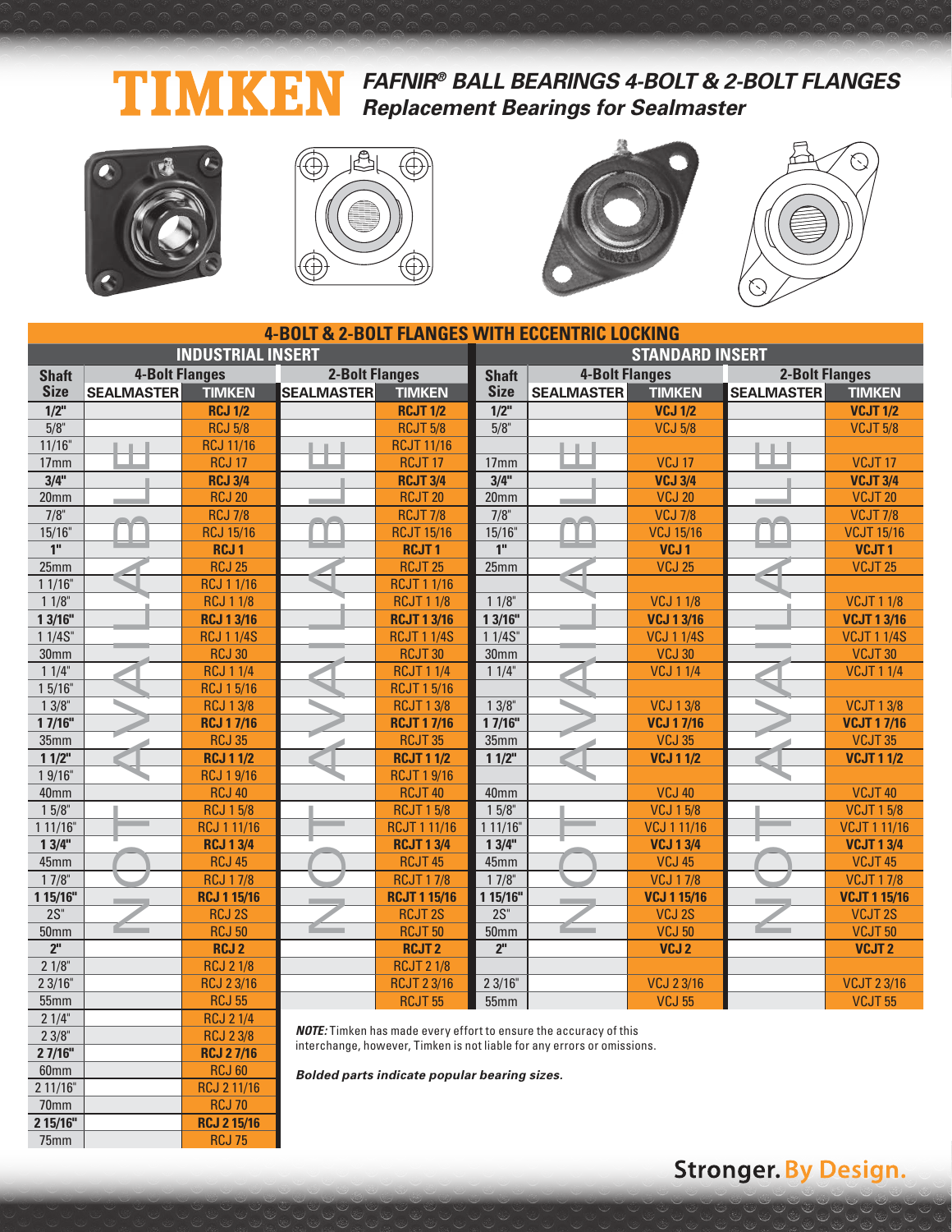# TIMKEN

## *FAFNIR® BALL BEARINGS 4-BOLT & 2-BOLT FLANGES*
## *Replacement Bearings for Sealmaster*

### 4-BOLT & 2-BOLT FLANGES WITH ECCENTRIC LOCKING

| INDUSTRIAL INSERT | | | | | | STANDARD INSERT | | | | |
|---|---|---|---|---|---|---|---|---|---|---|
| Shaft Size | 4-Bolt Flanges | | 2-Bolt Flanges | | | Shaft Size | 4-Bolt Flanges | | 2-Bolt Flanges | |
| | SEALMASTER | TIMKEN | SEALMASTER | TIMKEN | | | SEALMASTER | TIMKEN | SEALMASTER | TIMKEN |
| **1/2"** | NOT AVAILABLE | **RCJ 1/2** | NOT AVAILABLE | **RCJT 1/2** | | **1/2"** | NOT AVAILABLE | **VCJ 1/2** | NOT AVAILABLE | **VCJT 1/2** |
| 5/8" | | RCJ 5/8 | | RCJT 5/8 | | 5/8" | | VCJ 5/8 | | VCJT 5/8 |
| 11/16" | | RCJ 11/16 | | RCJT 11/16 | | | | | | |
| 17mm | | RCJ 17 | | RCJT 17 | | 17mm | | VCJ 17 | | VCJT 17 |
| **3/4"** | | **RCJ 3/4** | | **RCJT 3/4** | | **3/4"** | | **VCJ 3/4** | | **VCJT 3/4** |
| 20mm | | RCJ 20 | | RCJT 20 | | 20mm | | VCJ 20 | | VCJT 20 |
| 7/8" | | RCJ 7/8 | | RCJT 7/8 | | 7/8" | | VCJ 7/8 | | VCJT 7/8 |
| 15/16" | | RCJ 15/16 | | RCJT 15/16 | | 15/16" | | VCJ 15/16 | | VCJT 15/16 |
| **1"** | | **RCJ 1** | | **RCJT 1** | | **1"** | | **VCJ 1** | | **VCJT 1** |
| 25mm | | RCJ 25 | | RCJT 25 | | 25mm | | VCJ 25 | | VCJT 25 |
| 1 1/16" | | RCJ 1 1/16 | | RCJT 1 1/16 | | | | | | |
| 1 1/8" | | RCJ 1 1/8 | | RCJT 1 1/8 | | 1 1/8" | | VCJ 1 1/8 | | VCJT 1 1/8 |
| **1 3/16"** | | **RCJ 1 3/16** | | **RCJT 1 3/16** | | **1 3/16"** | | **VCJ 1 3/16** | | **VCJT 1 3/16** |
| 1 1/4S" | | RCJ 1 1/4S | | RCJT 1 1/4S | | 1 1/4S" | | VCJ 1 1/4S | | VCJT 1 1/4S |
| 30mm | | RCJ 30 | | RCJT 30 | | 30mm | | VCJ 30 | | VCJT 30 |
| 1 1/4" | | RCJ 1 1/4 | | RCJT 1 1/4 | | 1 1/4" | | VCJ 1 1/4 | | VCJT 1 1/4 |
| 1 5/16" | | RCJ 1 5/16 | | RCJT 1 5/16 | | | | | | |
| 1 3/8" | | RCJ 1 3/8 | | RCJT 1 3/8 | | 1 3/8" | | VCJ 1 3/8 | | VCJT 1 3/8 |
| **1 7/16"** | | **RCJ 1 7/16** | | **RCJT 1 7/16** | | **1 7/16"** | | **VCJ 1 7/16** | | **VCJT 1 7/16** |
| 35mm | | RCJ 35 | | RCJT 35 | | 35mm | | VCJ 35 | | VCJT 35 |
| **1 1/2"** | | **RCJ 1 1/2** | | **RCJT 1 1/2** | | **1 1/2"** | | **VCJ 1 1/2** | | **VCJT 1 1/2** |
| 1 9/16" | | RCJ 1 9/16 | | RCJT 1 9/16 | | | | | | |
| 40mm | | RCJ 40 | | RCJT 40 | | 40mm | | VCJ 40 | | VCJT 40 |
| 1 5/8" | | RCJ 1 5/8 | | RCJT 1 5/8 | | 1 5/8" | | VCJ 1 5/8 | | VCJT 1 5/8 |
| 1 11/16" | | RCJ 1 11/16 | | RCJT 1 11/16 | | 1 11/16" | | VCJ 1 11/16 | | VCJT 1 11/16 |
| **1 3/4"** | | **RCJ 1 3/4** | | **RCJT 1 3/4** | | **1 3/4"** | | **VCJ 1 3/4** | | **VCJT 1 3/4** |
| 45mm | | RCJ 45 | | RCJT 45 | | 45mm | | VCJ 45 | | VCJT 45 |
| 1 7/8" | | RCJ 1 7/8 | | RCJT 1 7/8 | | 1 7/8" | | VCJ 1 7/8 | | VCJT 1 7/8 |
| **1 15/16"** | | **RCJ 1 15/16** | | **RCJT 1 15/16** | | **1 15/16"** | | **VCJ 1 15/16** | | **VCJT 1 15/16** |
| 2S" | | RCJ 2S | | RCJT 2S | | 2S" | | VCJ 2S | | VCJT 2S |
| 50mm | | RCJ 50 | | RCJT 50 | | 50mm | | VCJ 50 | | VCJT 50 |
| **2"** | | **RCJ 2** | | **RCJT 2** | | **2"** | | **VCJ 2** | | **VCJT 2** |
| 2 1/8" | | RCJ 2 1/8 | | RCJT 2 1/8 | | | | | | |
| 2 3/16" | | RCJ 2 3/16 | | RCJT 2 3/16 | | 2 3/16" | | VCJ 2 3/16 | | VCJT 2 3/16 |
| 55mm | | RCJ 55 | | RCJT 55 | | 55mm | | VCJ 55 | | VCJT 55 |
| 2 1/4" | | RCJ 2 1/4 | | | | | | | | |
| 2 3/8" | | RCJ 2 3/8 | | | | | | | | |
| **2 7/16"** | | **RCJ 2 7/16** | | | | | | | | |
| 60mm | | RCJ 60 | | | | | | | | |
| 2 11/16" | | RCJ 2 11/16 | | | | | | | | |
| 70mm | | RCJ 70 | | | | | | | | |
| **2 15/16"** | | **RCJ 2 15/16** | | | | | | | | |
| 75mm | | RCJ 75 | | | | | | | | |

***NOTE:*** Timken has made every effort to ensure the accuracy of this interchange, however, Timken is not liable for any errors or omissions.

***Bolded parts indicate popular bearing sizes.***

**Stronger. By Design.**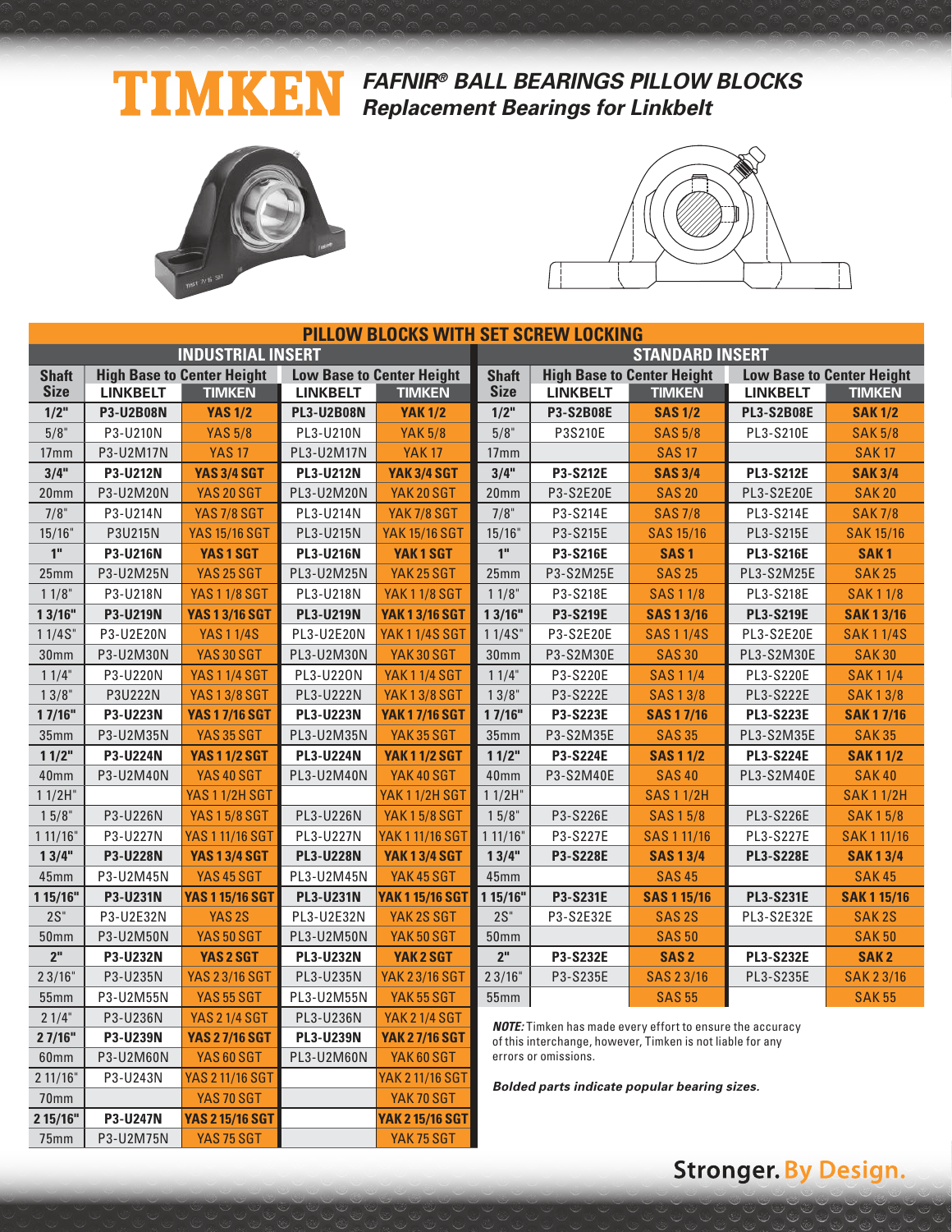# TIMKEN

## *FAFNIR® BALL BEARINGS PILLOW BLOCKS*
## *Replacement Bearings for Linkbelt*

## PILLOW BLOCKS WITH SET SCREW LOCKING

### INDUSTRIAL INSERT

| Shaft Size | High Base to Center Height | | Low Base to Center Height | |
|---|---|---|---|---|
| | LINKBELT | TIMKEN | LINKBELT | TIMKEN |
| **1/2"** | **P3-U2B08N** | **YAS 1/2** | **PL3-U2B08N** | **YAK 1/2** |
| 5/8" | P3-U210N | YAS 5/8 | PL3-U210N | YAK 5/8 |
| 17mm | P3-U2M17N | YAS 17 | PL3-U2M17N | YAK 17 |
| **3/4"** | **P3-U212N** | **YAS 3/4 SGT** | **PL3-U212N** | **YAK 3/4 SGT** |
| 20mm | P3-U2M20N | YAS 20 SGT | PL3-U2M20N | YAK 20 SGT |
| 7/8" | P3-U214N | YAS 7/8 SGT | PL3-U214N | YAK 7/8 SGT |
| 15/16" | P3U215N | YAS 15/16 SGT | PL3-U215N | YAK 15/16 SGT |
| **1"** | **P3-U216N** | **YAS 1 SGT** | **PL3-U216N** | **YAK 1 SGT** |
| 25mm | P3-U2M25N | YAS 25 SGT | PL3-U2M25N | YAK 25 SGT |
| 1 1/8" | P3-U218N | YAS 1 1/8 SGT | PL3-U218N | YAK 1 1/8 SGT |
| **1 3/16"** | **P3-U219N** | **YAS 1 3/16 SGT** | **PL3-U219N** | **YAK 1 3/16 SGT** |
| 1 1/4S" | P3-U2E20N | YAS 1 1/4S | PL3-U2E20N | YAK 1 1/4S SGT |
| 30mm | P3-U2M30N | YAS 30 SGT | PL3-U2M30N | YAK 30 SGT |
| 1 1/4" | P3-U220N | YAS 1 1/4 SGT | PL3-U220N | YAK 1 1/4 SGT |
| 1 3/8" | P3U222N | YAS 1 3/8 SGT | PL3-U222N | YAK 1 3/8 SGT |
| **1 7/16"** | **P3-U223N** | **YAS 1 7/16 SGT** | **PL3-U223N** | **YAK 1 7/16 SGT** |
| 35mm | P3-U2M35N | YAS 35 SGT | PL3-U2M35N | YAK 35 SGT |
| **1 1/2"** | **P3-U224N** | **YAS 1 1/2 SGT** | **PL3-U224N** | **YAK 1 1/2 SGT** |
| 40mm | P3-U2M40N | YAS 40 SGT | PL3-U2M40N | YAK 40 SGT |
| 1 1/2H" | | YAS 1 1/2H SGT | | YAK 1 1/2H SGT |
| 1 5/8" | P3-U226N | YAS 1 5/8 SGT | PL3-U226N | YAK 1 5/8 SGT |
| 1 11/16" | P3-U227N | YAS 1 11/16 SGT | PL3-U227N | YAK 1 11/16 SGT |
| **1 3/4"** | **P3-U228N** | **YAS 1 3/4 SGT** | **PL3-U228N** | **YAK 1 3/4 SGT** |
| 45mm | P3-U2M45N | YAS 45 SGT | PL3-U2M45N | YAK 45 SGT |
| **1 15/16"** | **P3-U231N** | **YAS 1 15/16 SGT** | **PL3-U231N** | **YAK 1 15/16 SGT** |
| 2S" | P3-U2E32N | YAS 2S | PL3-U2E32N | YAK 2S SGT |
| 50mm | P3-U2M50N | YAS 50 SGT | PL3-U2M50N | YAK 50 SGT |
| **2"** | **P3-U232N** | **YAS 2 SGT** | **PL3-U232N** | **YAK 2 SGT** |
| 2 3/16" | P3-U235N | YAS 2 3/16 SGT | PL3-U235N | YAK 2 3/16 SGT |
| 55mm | P3-U2M55N | YAS 55 SGT | PL3-U2M55N | YAK 55 SGT |
| 2 1/4" | P3-U236N | YAS 2 1/4 SGT | PL3-U236N | YAK 2 1/4 SGT |
| **2 7/16"** | **P3-U239N** | **YAS 2 7/16 SGT** | **PL3-U239N** | **YAK 2 7/16 SGT** |
| 60mm | P3-U2M60N | YAS 60 SGT | PL3-U2M60N | YAK 60 SGT |
| 2 11/16" | P3-U243N | YAS 2 11/16 SGT | | YAK 2 11/16 SGT |
| 70mm | | YAS 70 SGT | | YAK 70 SGT |
| **2 15/16"** | **P3-U247N** | **YAS 2 15/16 SGT** | | **YAK 2 15/16 SGT** |
| 75mm | P3-U2M75N | YAS 75 SGT | | YAK 75 SGT |

### STANDARD INSERT

| Shaft Size | High Base to Center Height | | Low Base to Center Height | |
|---|---|---|---|---|
| | LINKBELT | TIMKEN | LINKBELT | TIMKEN |
| **1/2"** | **P3-S2B08E** | **SAS 1/2** | **PL3-S2B08E** | **SAK 1/2** |
| 5/8" | P3S210E | SAS 5/8 | PL3-S210E | SAK 5/8 |
| 17mm | | SAS 17 | | SAK 17 |
| **3/4"** | **P3-S212E** | **SAS 3/4** | **PL3-S212E** | **SAK 3/4** |
| 20mm | P3-S2E20E | SAS 20 | PL3-S2E20E | SAK 20 |
| 7/8" | P3-S214E | SAS 7/8 | PL3-S214E | SAK 7/8 |
| 15/16" | P3-S215E | SAS 15/16 | PL3-S215E | SAK 15/16 |
| **1"** | **P3-S216E** | **SAS 1** | **PL3-S216E** | **SAK 1** |
| 25mm | P3-S2M25E | SAS 25 | PL3-S2M25E | SAK 25 |
| 1 1/8" | P3-S218E | SAS 1 1/8 | PL3-S218E | SAK 1 1/8 |
| **1 3/16"** | **P3-S219E** | **SAS 1 3/16** | **PL3-S219E** | **SAK 1 3/16** |
| 1 1/4S" | P3-S2E20E | SAS 1 1/4S | PL3-S2E20E | SAK 1 1/4S |
| 30mm | P3-S2M30E | SAS 30 | PL3-S2M30E | SAK 30 |
| 1 1/4" | P3-S220E | SAS 1 1/4 | PL3-S220E | SAK 1 1/4 |
| 1 3/8" | P3-S222E | SAS 1 3/8 | PL3-S222E | SAK 1 3/8 |
| **1 7/16"** | **P3-S223E** | **SAS 1 7/16** | **PL3-S223E** | **SAK 1 7/16** |
| 35mm | P3-S2M35E | SAS 35 | PL3-S2M35E | SAK 35 |
| **1 1/2"** | **P3-S224E** | **SAS 1 1/2** | **PL3-S224E** | **SAK 1 1/2** |
| 40mm | P3-S2M40E | SAS 40 | PL3-S2M40E | SAK 40 |
| 1 1/2H" | | SAS 1 1/2H | | SAK 1 1/2H |
| 1 5/8" | P3-S226E | SAS 1 5/8 | PL3-S226E | SAK 1 5/8 |
| 1 11/16" | P3-S227E | SAS 1 11/16 | PL3-S227E | SAK 1 11/16 |
| **1 3/4"** | **P3-S228E** | **SAS 1 3/4** | **PL3-S228E** | **SAK 1 3/4** |
| 45mm | | SAS 45 | | SAK 45 |
| **1 15/16"** | **P3-S231E** | **SAS 1 15/16** | **PL3-S231E** | **SAK 1 15/16** |
| 2S" | P3-S2E32E | SAS 2S | PL3-S2E32E | SAK 2S |
| 50mm | | SAS 50 | | SAK 50 |
| **2"** | **P3-S232E** | **SAS 2** | **PL3-S232E** | **SAK 2** |
| 2 3/16" | P3-S235E | SAS 2 3/16 | PL3-S235E | SAK 2 3/16 |
| 55mm | | SAS 55 | | SAK 55 |

***NOTE:*** Timken has made every effort to ensure the accuracy of this interchange, however, Timken is not liable for any errors or omissions.

***Bolded parts indicate popular bearing sizes.***

**Stronger. By Design.**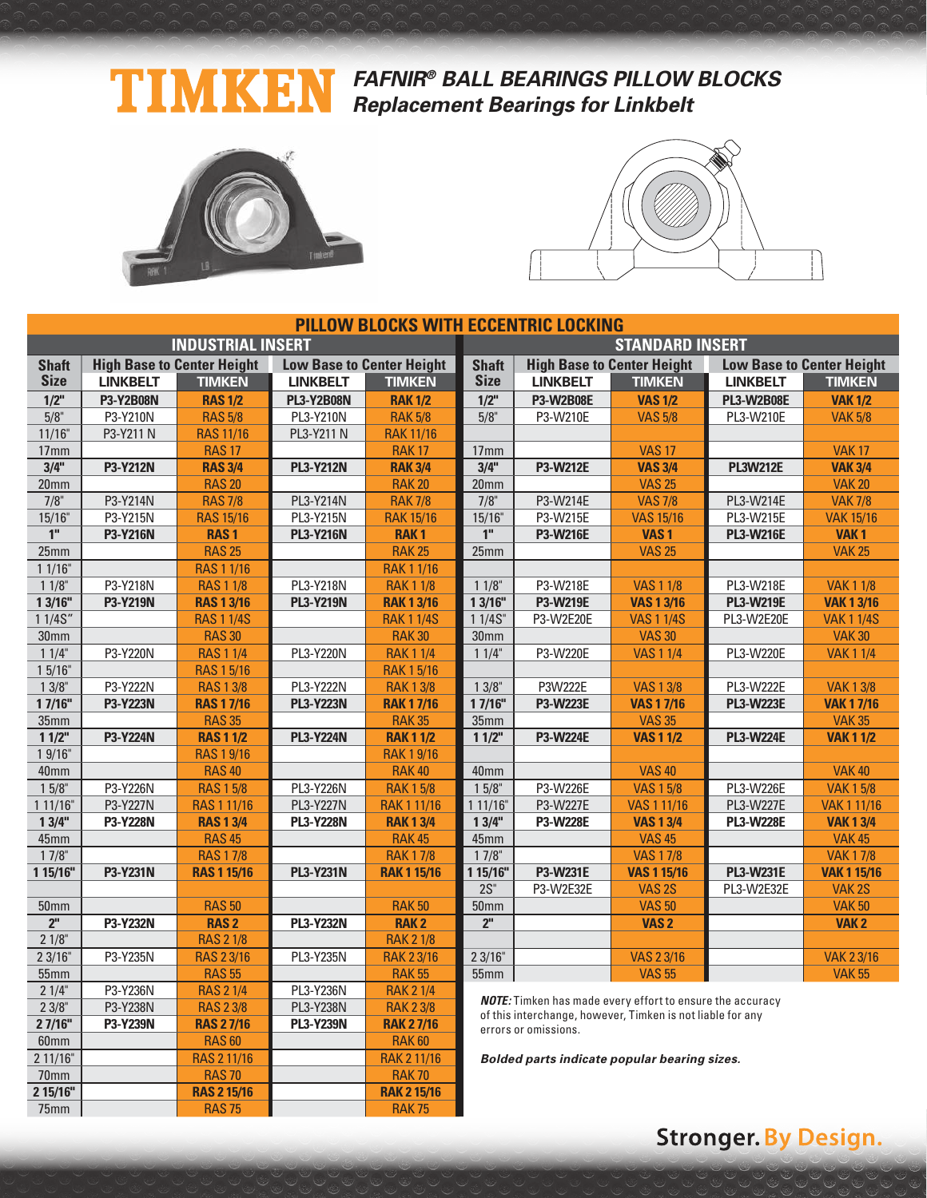# TIMKEN

## *FAFNIR® BALL BEARINGS PILLOW BLOCKS*
## *Replacement Bearings for Linkbelt*

## PILLOW BLOCKS WITH ECCENTRIC LOCKING

### INDUSTRIAL INSERT

| Shaft Size | High Base to Center Height | | Low Base to Center Height | |
|---|---|---|---|---|
| | LINKBELT | TIMKEN | LINKBELT | TIMKEN |
| **1/2"** | **P3-Y2B08N** | **RAS 1/2** | **PL3-Y2B08N** | **RAK 1/2** |
| 5/8" | P3-Y210N | RAS 5/8 | PL3-Y210N | RAK 5/8 |
| 11/16" | P3-Y211 N | RAS 11/16 | PL3-Y211 N | RAK 11/16 |
| 17mm | | RAS 17 | | RAK 17 |
| **3/4"** | **P3-Y212N** | **RAS 3/4** | **PL3-Y212N** | **RAK 3/4** |
| 20mm | | RAS 20 | | RAK 20 |
| 7/8" | P3-Y214N | RAS 7/8 | PL3-Y214N | RAK 7/8 |
| 15/16" | P3-Y215N | RAS 15/16 | PL3-Y215N | RAK 15/16 |
| **1"** | **P3-Y216N** | **RAS 1** | **PL3-Y216N** | **RAK 1** |
| 25mm | | RAS 25 | | RAK 25 |
| 1 1/16" | | RAS 1 1/16 | | RAK 1 1/16 |
| 1 1/8" | P3-Y218N | RAS 1 1/8 | PL3-Y218N | RAK 1 1/8 |
| **1 3/16"** | **P3-Y219N** | **RAS 1 3/16** | **PL3-Y219N** | **RAK 1 3/16** |
| 1 1/4S" | | RAS 1 1/4S | | RAK 1 1/4S |
| 30mm | | RAS 30 | | RAK 30 |
| 1 1/4" | P3-Y220N | RAS 1 1/4 | PL3-Y220N | RAK 1 1/4 |
| 1 5/16" | | RAS 1 5/16 | | RAK 1 5/16 |
| 1 3/8" | P3-Y222N | RAS 1 3/8 | PL3-Y222N | RAK 1 3/8 |
| **1 7/16"** | **P3-Y223N** | **RAS 1 7/16** | **PL3-Y223N** | **RAK 1 7/16** |
| 35mm | | RAS 35 | | RAK 35 |
| **1 1/2"** | **P3-Y224N** | **RAS 1 1/2** | **PL3-Y224N** | **RAK 1 1/2** |
| 1 9/16" | | RAS 1 9/16 | | RAK 1 9/16 |
| 40mm | | RAS 40 | | RAK 40 |
| 1 5/8" | P3-Y226N | RAS 1 5/8 | PL3-Y226N | RAK 1 5/8 |
| 1 11/16" | P3-Y227N | RAS 1 11/16 | PL3-Y227N | RAK 1 11/16 |
| **1 3/4"** | **P3-Y228N** | **RAS 1 3/4** | **PL3-Y228N** | **RAK 1 3/4** |
| 45mm | | RAS 45 | | RAK 45 |
| 1 7/8" | | RAS 1 7/8 | | RAK 1 7/8 |
| **1 15/16"** | **P3-Y231N** | **RAS 1 15/16** | **PL3-Y231N** | **RAK 1 15/16** |
| | | | | |
| 50mm | | RAS 50 | | RAK 50 |
| **2"** | **P3-Y232N** | **RAS 2** | **PL3-Y232N** | **RAK 2** |
| 2 1/8" | | RAS 2 1/8 | | RAK 2 1/8 |
| 2 3/16" | P3-Y235N | RAS 2 3/16 | PL3-Y235N | RAK 2 3/16 |
| 55mm | | RAS 55 | | RAK 55 |
| 2 1/4" | P3-Y236N | RAS 2 1/4 | PL3-Y236N | RAK 2 1/4 |
| 2 3/8" | P3-Y238N | RAS 2 3/8 | PL3-Y238N | RAK 2 3/8 |
| **2 7/16"** | **P3-Y239N** | **RAS 2 7/16** | **PL3-Y239N** | **RAK 2 7/16** |
| 60mm | | RAS 60 | | RAK 60 |
| 2 11/16" | | RAS 2 11/16 | | RAK 2 11/16 |
| 70mm | | RAS 70 | | RAK 70 |
| **2 15/16"** | | **RAS 2 15/16** | | **RAK 2 15/16** |
| 75mm | | RAS 75 | | RAK 75 |

### STANDARD INSERT

| Shaft Size | High Base to Center Height | | Low Base to Center Height | |
|---|---|---|---|---|
| | LINKBELT | TIMKEN | LINKBELT | TIMKEN |
| **1/2"** | **P3-W2B08E** | **VAS 1/2** | **PL3-W2B08E** | **VAK 1/2** |
| 5/8" | P3-W210E | VAS 5/8 | PL3-W210E | VAK 5/8 |
| | | | | |
| 17mm | | VAS 17 | | VAK 17 |
| **3/4"** | **P3-W212E** | **VAS 3/4** | **PL3W212E** | **VAK 3/4** |
| 20mm | | VAS 25 | | VAK 20 |
| 7/8" | P3-W214E | VAS 7/8 | PL3-W214E | VAK 7/8 |
| 15/16" | P3-W215E | VAS 15/16 | PL3-W215E | VAK 15/16 |
| **1"** | **P3-W216E** | **VAS 1** | **PL3-W216E** | **VAK 1** |
| 25mm | | VAS 25 | | VAK 25 |
| | | | | |
| 1 1/8" | P3-W218E | VAS 1 1/8 | PL3-W218E | VAK 1 1/8 |
| **1 3/16"** | **P3-W219E** | **VAS 1 3/16** | **PL3-W219E** | **VAK 1 3/16** |
| 1 1/4S" | P3-W2E20E | VAS 1 1/4S | PL3-W2E20E | VAK 1 1/4S |
| 30mm | | VAS 30 | | VAK 30 |
| 1 1/4" | P3-W220E | VAS 1 1/4 | PL3-W220E | VAK 1 1/4 |
| | | | | |
| 1 3/8" | P3W222E | VAS 1 3/8 | PL3-W222E | VAK 1 3/8 |
| **1 7/16"** | **P3-W223E** | **VAS 1 7/16** | **PL3-W223E** | **VAK 1 7/16** |
| 35mm | | VAS 35 | | VAK 35 |
| **1 1/2"** | **P3-W224E** | **VAS 1 1/2** | **PL3-W224E** | **VAK 1 1/2** |
| | | | | |
| 40mm | | VAS 40 | | VAK 40 |
| 1 5/8" | P3-W226E | VAS 1 5/8 | PL3-W226E | VAK 1 5/8 |
| 1 11/16" | P3-W227E | VAS 1 11/16 | PL3-W227E | VAK 1 11/16 |
| **1 3/4"** | **P3-W228E** | **VAS 1 3/4** | **PL3-W228E** | **VAK 1 3/4** |
| 45mm | | VAS 45 | | VAK 45 |
| 1 7/8" | | VAS 1 7/8 | | VAK 1 7/8 |
| **1 15/16"** | **P3-W231E** | **VAS 1 15/16** | **PL3-W231E** | **VAK 1 15/16** |
| 2S" | P3-W2E32E | VAS 2S | PL3-W2E32E | VAK 2S |
| 50mm | | VAS 50 | | VAK 50 |
| **2"** | | **VAS 2** | | **VAK 2** |
| | | | | |
| 2 3/16" | | VAS 2 3/16 | | VAK 2 3/16 |
| 55mm | | VAS 55 | | VAK 55 |

***NOTE:*** Timken has made every effort to ensure the accuracy of this interchange, however, Timken is not liable for any errors or omissions.

***Bolded parts indicate popular bearing sizes.***

**Stronger. By Design.**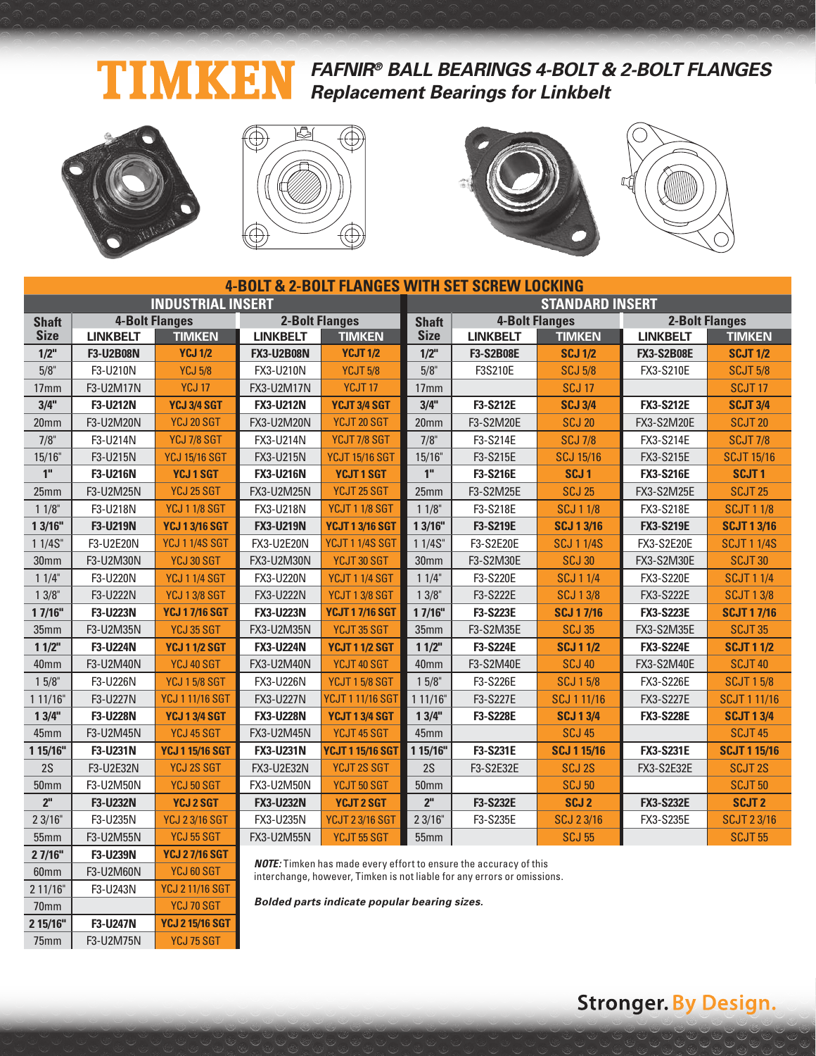# TIMKEN

## *FAFNIR® BALL BEARINGS 4-BOLT & 2-BOLT FLANGES*
## *Replacement Bearings for Linkbelt*

### 4-BOLT & 2-BOLT FLANGES WITH SET SCREW LOCKING

| INDUSTRIAL INSERT | | | | | STANDARD INSERT | | | | |
|---|---|---|---|---|---|---|---|---|---|
| **Shaft Size** | **4-Bolt Flanges** | | **2-Bolt Flanges** | | **Shaft Size** | **4-Bolt Flanges** | | **2-Bolt Flanges** | |
| | **LINKBELT** | **TIMKEN** | **LINKBELT** | **TIMKEN** | | **LINKBELT** | **TIMKEN** | **LINKBELT** | **TIMKEN** |
| **1/2"** | **F3-U2B08N** | **YCJ 1/2** | **FX3-U2B08N** | **YCJT 1/2** | **1/2"** | **F3-S2B08E** | **SCJ 1/2** | **FX3-S2B08E** | **SCJT 1/2** |
| 5/8" | F3-U210N | YCJ 5/8 | FX3-U210N | YCJT 5/8 | 5/8" | F3S210E | SCJ 5/8 | FX3-S210E | SCJT 5/8 |
| 17mm | F3-U2M17N | YCJ 17 | FX3-U2M17N | YCJT 17 | 17mm | | SCJ 17 | | SCJT 17 |
| **3/4"** | **F3-U212N** | **YCJ 3/4 SGT** | **FX3-U212N** | **YCJT 3/4 SGT** | **3/4"** | **F3-S212E** | **SCJ 3/4** | **FX3-S212E** | **SCJT 3/4** |
| 20mm | F3-U2M20N | YCJ 20 SGT | FX3-U2M20N | YCJT 20 SGT | 20mm | F3-S2M20E | SCJ 20 | FX3-S2M20E | SCJT 20 |
| 7/8" | F3-U214N | YCJ 7/8 SGT | FX3-U214N | YCJT 7/8 SGT | 7/8" | F3-S214E | SCJ 7/8 | FX3-S214E | SCJT 7/8 |
| 15/16" | F3-U215N | YCJ 15/16 SGT | FX3-U215N | YCJT 15/16 SGT | 15/16" | F3-S215E | SCJ 15/16 | FX3-S215E | SCJT 15/16 |
| **1"** | **F3-U216N** | **YCJ 1 SGT** | **FX3-U216N** | **YCJT 1 SGT** | **1"** | **F3-S216E** | **SCJ 1** | **FX3-S216E** | **SCJT 1** |
| 25mm | F3-U2M25N | YCJ 25 SGT | FX3-U2M25N | YCJT 25 SGT | 25mm | F3-S2M25E | SCJ 25 | FX3-S2M25E | SCJT 25 |
| 1 1/8" | F3-U218N | YCJ 1 1/8 SGT | FX3-U218N | YCJT 1 1/8 SGT | 1 1/8" | F3-S218E | SCJ 1 1/8 | FX3-S218E | SCJT 1 1/8 |
| **1 3/16"** | **F3-U219N** | **YCJ 1 3/16 SGT** | **FX3-U219N** | **YCJT 1 3/16 SGT** | **1 3/16"** | **F3-S219E** | **SCJ 1 3/16** | **FX3-S219E** | **SCJT 1 3/16** |
| 1 1/4S" | F3-U2E20N | YCJ 1 1/4S SGT | FX3-U2E20N | YCJT 1 1/4S SGT | 1 1/4S" | F3-S2E20E | SCJ 1 1/4S | FX3-S2E20E | SCJT 1 1/4S |
| 30mm | F3-U2M30N | YCJ 30 SGT | FX3-U2M30N | YCJT 30 SGT | 30mm | F3-S2M30E | SCJ 30 | FX3-S2M30E | SCJT 30 |
| 1 1/4" | F3-U220N | YCJ 1 1/4 SGT | FX3-U220N | YCJT 1 1/4 SGT | 1 1/4" | F3-S220E | SCJ 1 1/4 | FX3-S220E | SCJT 1 1/4 |
| 1 3/8" | F3-U222N | YCJ 1 3/8 SGT | FX3-U222N | YCJT 1 3/8 SGT | 1 3/8" | F3-S222E | SCJ 1 3/8 | FX3-S222E | SCJT 1 3/8 |
| **1 7/16"** | **F3-U223N** | **YCJ 1 7/16 SGT** | **FX3-U223N** | **YCJT 1 7/16 SGT** | **1 7/16"** | **F3-S223E** | **SCJ 1 7/16** | **FX3-S223E** | **SCJT 1 7/16** |
| 35mm | F3-U2M35N | YCJ 35 SGT | FX3-U2M35N | YCJT 35 SGT | 35mm | F3-S2M35E | SCJ 35 | FX3-S2M35E | SCJT 35 |
| **1 1/2"** | **F3-U224N** | **YCJ 1 1/2 SGT** | **FX3-U224N** | **YCJT 1 1/2 SGT** | **1 1/2"** | **F3-S224E** | **SCJ 1 1/2** | **FX3-S224E** | **SCJT 1 1/2** |
| 40mm | F3-U2M40N | YCJ 40 SGT | FX3-U2M40N | YCJT 40 SGT | 40mm | F3-S2M40E | SCJ 40 | FX3-S2M40E | SCJT 40 |
| 1 5/8" | F3-U226N | YCJ 1 5/8 SGT | FX3-U226N | YCJT 1 5/8 SGT | 1 5/8" | F3-S226E | SCJ 1 5/8 | FX3-S226E | SCJT 1 5/8 |
| 1 11/16" | F3-U227N | YCJ 1 11/16 SGT | FX3-U227N | YCJT 1 11/16 SGT | 1 11/16" | F3-S227E | SCJ 1 11/16 | FX3-S227E | SCJT 1 11/16 |
| **1 3/4"** | **F3-U228N** | **YCJ 1 3/4 SGT** | **FX3-U228N** | **YCJT 1 3/4 SGT** | **1 3/4"** | **F3-S228E** | **SCJ 1 3/4** | **FX3-S228E** | **SCJT 1 3/4** |
| 45mm | F3-U2M45N | YCJ 45 SGT | FX3-U2M45N | YCJT 45 SGT | 45mm | | SCJ 45 | | SCJT 45 |
| **1 15/16"** | **F3-U231N** | **YCJ 1 15/16 SGT** | **FX3-U231N** | **YCJT 1 15/16 SGT** | **1 15/16"** | **F3-S231E** | **SCJ 1 15/16** | **FX3-S231E** | **SCJT 1 15/16** |
| 2S | F3-U2E32N | YCJ 2S SGT | FX3-U2E32N | YCJT 2S SGT | 2S | F3-S2E32E | SCJ 2S | FX3-S2E32E | SCJT 2S |
| 50mm | F3-U2M50N | YCJ 50 SGT | FX3-U2M50N | YCJT 50 SGT | 50mm | | SCJ 50 | | SCJT 50 |
| **2"** | **F3-U232N** | **YCJ 2 SGT** | **FX3-U232N** | **YCJT 2 SGT** | **2"** | **F3-S232E** | **SCJ 2** | **FX3-S232E** | **SCJT 2** |
| 2 3/16" | F3-U235N | YCJ 2 3/16 SGT | FX3-U235N | YCJT 2 3/16 SGT | 2 3/16" | F3-S235E | SCJ 2 3/16 | FX3-S235E | SCJT 2 3/16 |
| 55mm | F3-U2M55N | YCJ 55 SGT | FX3-U2M55N | YCJT 55 SGT | 55mm | | SCJ 55 | | SCJT 55 |
| **2 7/16"** | **F3-U239N** | **YCJ 2 7/16 SGT** | | | | | | | |
| 60mm | F3-U2M60N | YCJ 60 SGT | | | | | | | |
| 2 11/16" | F3-U243N | YCJ 2 11/16 SGT | | | | | | | |
| 70mm | | YCJ 70 SGT | | | | | | | |
| **2 15/16"** | **F3-U247N** | **YCJ 2 15/16 SGT** | | | | | | | |
| 75mm | F3-U2M75N | YCJ 75 SGT | | | | | | | |

***NOTE:*** Timken has made every effort to ensure the accuracy of this interchange, however, Timken is not liable for any errors or omissions.

***Bolded parts indicate popular bearing sizes.***

**Stronger. By Design.**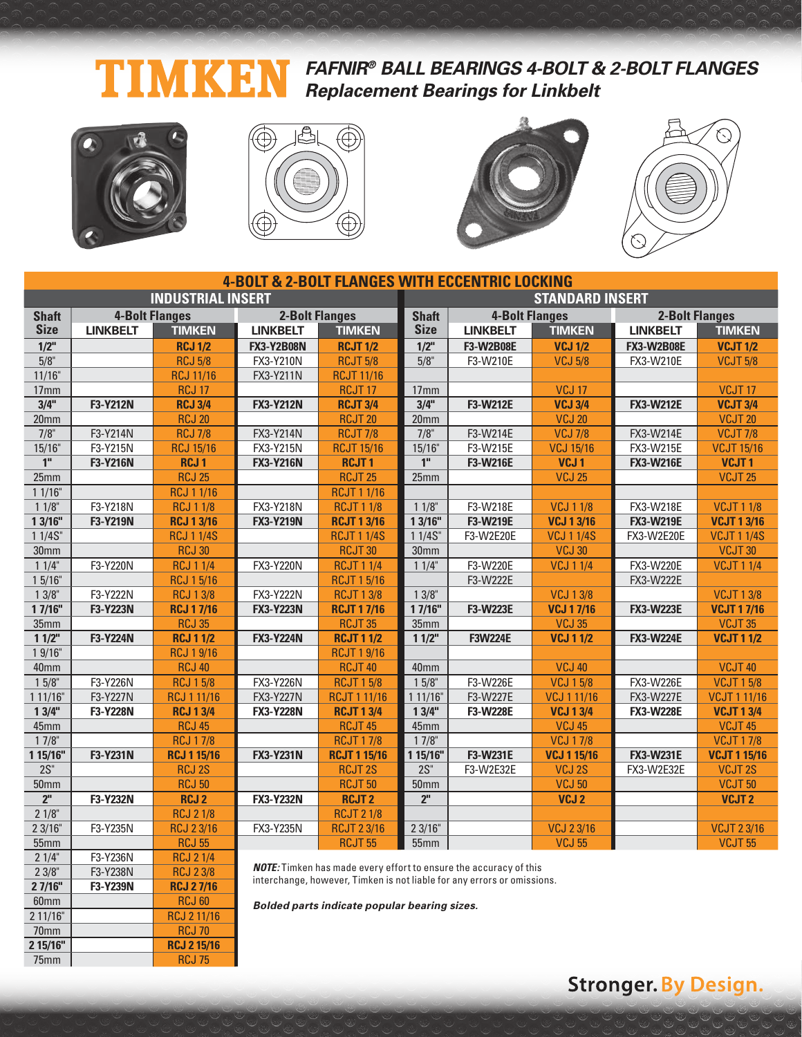# TIMKEN

## *FAFNIR® BALL BEARINGS 4-BOLT & 2-BOLT FLANGES*
## *Replacement Bearings for Linkbelt*

### 4-BOLT & 2-BOLT FLANGES WITH ECCENTRIC LOCKING

| INDUSTRIAL INSERT | | | | | STANDARD INSERT | | | | |
|---|---|---|---|---|---|---|---|---|---|
| **Shaft Size** | **4-Bolt Flanges** | | **2-Bolt Flanges** | | **Shaft Size** | **4-Bolt Flanges** | | **2-Bolt Flanges** | |
| | **LINKBELT** | **TIMKEN** | **LINKBELT** | **TIMKEN** | | **LINKBELT** | **TIMKEN** | **LINKBELT** | **TIMKEN** |
| **1/2"** | | **RCJ 1/2** | **FX3-Y2B08N** | **RCJT 1/2** | **1/2"** | **F3-W2B08E** | **VCJ 1/2** | **FX3-W2B08E** | **VCJT 1/2** |
| 5/8" | | RCJ 5/8 | FX3-Y210N | RCJT 5/8 | 5/8" | F3-W210E | VCJ 5/8 | FX3-W210E | VCJT 5/8 |
| 11/16" | | RCJ 11/16 | FX3-Y211N | RCJT 11/16 | | | | | |
| 17mm | | RCJ 17 | | RCJT 17 | 17mm | | VCJ 17 | | VCJT 17 |
| **3/4"** | **F3-Y212N** | **RCJ 3/4** | **FX3-Y212N** | **RCJT 3/4** | **3/4"** | **F3-W212E** | **VCJ 3/4** | **FX3-W212E** | **VCJT 3/4** |
| 20mm | | RCJ 20 | | RCJT 20 | 20mm | | VCJ 20 | | VCJT 20 |
| 7/8" | F3-Y214N | RCJ 7/8 | FX3-Y214N | RCJT 7/8 | 7/8" | F3-W214E | VCJ 7/8 | FX3-W214E | VCJT 7/8 |
| 15/16" | F3-Y215N | RCJ 15/16 | FX3-Y215N | RCJT 15/16 | 15/16" | F3-W215E | VCJ 15/16 | FX3-W215E | VCJT 15/16 |
| **1"** | **F3-Y216N** | **RCJ 1** | **FX3-Y216N** | **RCJT 1** | **1"** | **F3-W216E** | **VCJ 1** | **FX3-W216E** | **VCJT 1** |
| 25mm | | RCJ 25 | | RCJT 25 | 25mm | | VCJ 25 | | VCJT 25 |
| 1 1/16" | | RCJ 1 1/16 | | RCJT 1 1/16 | | | | | |
| 1 1/8" | F3-Y218N | RCJ 1 1/8 | FX3-Y218N | RCJT 1 1/8 | 1 1/8" | F3-W218E | VCJ 1 1/8 | FX3-W218E | VCJT 1 1/8 |
| **1 3/16"** | **F3-Y219N** | **RCJ 1 3/16** | **FX3-Y219N** | **RCJT 1 3/16** | **1 3/16"** | **F3-W219E** | **VCJ 1 3/16** | **FX3-W219E** | **VCJT 1 3/16** |
| 1 1/4S" | | RCJ 1 1/4S | | RCJT 1 1/4S | 1 1/4S" | F3-W2E20E | VCJ 1 1/4S | FX3-W2E20E | VCJT 1 1/4S |
| 30mm | | RCJ 30 | | RCJT 30 | 30mm | | VCJ 30 | | VCJT 30 |
| 1 1/4" | F3-Y220N | RCJ 1 1/4 | FX3-Y220N | RCJT 1 1/4 | 1 1/4" | F3-W220E | VCJ 1 1/4 | FX3-W220E | VCJT 1 1/4 |
| 1 5/16" | | RCJ 1 5/16 | | RCJT 1 5/16 | | F3-W222E | | FX3-W222E | |
| 1 3/8" | F3-Y222N | RCJ 1 3/8 | FX3-Y222N | RCJT 1 3/8 | 1 3/8" | | VCJ 1 3/8 | | VCJT 1 3/8 |
| **1 7/16"** | **F3-Y223N** | **RCJ 1 7/16** | **FX3-Y223N** | **RCJT 1 7/16** | **1 7/16"** | **F3-W223E** | **VCJ 1 7/16** | **FX3-W223E** | **VCJT 1 7/16** |
| 35mm | | RCJ 35 | | RCJT 35 | 35mm | | VCJ 35 | | VCJT 35 |
| **1 1/2"** | **F3-Y224N** | **RCJ 1 1/2** | **FX3-Y224N** | **RCJT 1 1/2** | **1 1/2"** | **F3W224E** | **VCJ 1 1/2** | **FX3-W224E** | **VCJT 1 1/2** |
| 1 9/16" | | RCJ 1 9/16 | | RCJT 1 9/16 | | | | | |
| 40mm | | RCJ 40 | | RCJT 40 | 40mm | | VCJ 40 | | VCJT 40 |
| 1 5/8" | F3-Y226N | RCJ 1 5/8 | FX3-Y226N | RCJT 1 5/8 | 1 5/8" | F3-W226E | VCJ 1 5/8 | FX3-W226E | VCJT 1 5/8 |
| 1 11/16" | F3-Y227N | RCJ 1 11/16 | FX3-Y227N | RCJT 1 11/16 | 1 11/16" | F3-W227E | VCJ 1 11/16 | FX3-W227E | VCJT 1 11/16 |
| **1 3/4"** | **F3-Y228N** | **RCJ 1 3/4** | **FX3-Y228N** | **RCJT 1 3/4** | **1 3/4"** | **F3-W228E** | **VCJ 1 3/4** | **FX3-W228E** | **VCJT 1 3/4** |
| 45mm | | RCJ 45 | | RCJT 45 | 45mm | | VCJ 45 | | VCJT 45 |
| 1 7/8" | | RCJ 1 7/8 | | RCJT 1 7/8 | 1 7/8" | | VCJ 1 7/8 | | VCJT 1 7/8 |
| **1 15/16"** | **F3-Y231N** | **RCJ 1 15/16** | **FX3-Y231N** | **RCJT 1 15/16** | **1 15/16"** | **F3-W231E** | **VCJ 1 15/16** | **FX3-W231E** | **VCJT 1 15/16** |
| 2S" | | RCJ 2S | | RCJT 2S | 2S" | F3-W2E32E | VCJ 2S | FX3-W2E32E | VCJT 2S |
| 50mm | | RCJ 50 | | RCJT 50 | 50mm | | VCJ 50 | | VCJT 50 |
| **2"** | **F3-Y232N** | **RCJ 2** | **FX3-Y232N** | **RCJT 2** | **2"** | | **VCJ 2** | | **VCJT 2** |
| 2 1/8" | | RCJ 2 1/8 | | RCJT 2 1/8 | | | | | |
| 2 3/16" | F3-Y235N | RCJ 2 3/16 | FX3-Y235N | RCJT 2 3/16 | 2 3/16" | | VCJ 2 3/16 | | VCJT 2 3/16 |
| 55mm | | RCJ 55 | | RCJT 55 | 55mm | | VCJ 55 | | VCJT 55 |
| 2 1/4" | F3-Y236N | RCJ 2 1/4 | | | | | | | |
| 2 3/8" | F3-Y238N | RCJ 2 3/8 | | | | | | | |
| **2 7/16"** | **F3-Y239N** | **RCJ 2 7/16** | | | | | | | |
| 60mm | | RCJ 60 | | | | | | | |
| 2 11/16" | | RCJ 2 11/16 | | | | | | | |
| 70mm | | RCJ 70 | | | | | | | |
| **2 15/16"** | | **RCJ 2 15/16** | | | | | | | |
| 75mm | | RCJ 75 | | | | | | | |

***NOTE:*** Timken has made every effort to ensure the accuracy of this interchange, however, Timken is not liable for any errors or omissions.

***Bolded parts indicate popular bearing sizes.***

**Stronger. By Design.**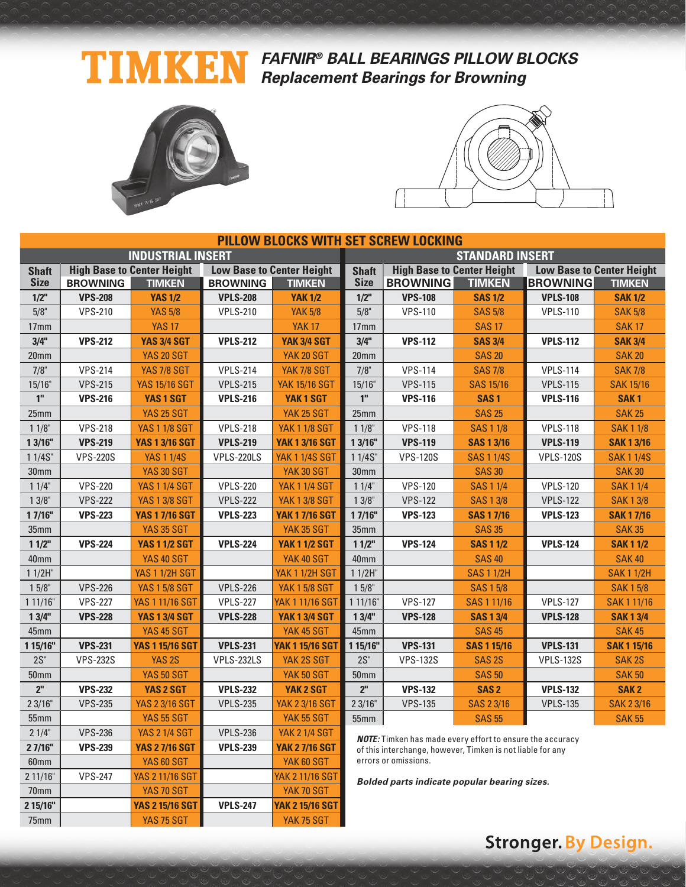# TIMKEN

## FAFNIR® BALL BEARINGS PILLOW BLOCKS
## Replacement Bearings for Browning

### PILLOW BLOCKS WITH SET SCREW LOCKING

| INDUSTRIAL INSERT | | | | | STANDARD INSERT | | | | |
|---|---|---|---|---|---|---|---|---|---|
| Shaft Size | High Base to Center Height | | Low Base to Center Height | | Shaft Size | High Base to Center Height | | Low Base to Center Height | |
| | BROWNING | TIMKEN | BROWNING | TIMKEN | | BROWNING | TIMKEN | BROWNING | TIMKEN |
| **1/2"** | **VPS-208** | **YAS 1/2** | **VPLS-208** | **YAK 1/2** | **1/2"** | **VPS-108** | **SAS 1/2** | **VPLS-108** | **SAK 1/2** |
| 5/8" | VPS-210 | YAS 5/8 | VPLS-210 | YAK 5/8 | 5/8" | VPS-110 | SAS 5/8 | VPLS-110 | SAK 5/8 |
| 17mm | | YAS 17 | | YAK 17 | 17mm | | SAS 17 | | SAK 17 |
| **3/4"** | **VPS-212** | **YAS 3/4 SGT** | **VPLS-212** | **YAK 3/4 SGT** | **3/4"** | **VPS-112** | **SAS 3/4** | **VPLS-112** | **SAK 3/4** |
| 20mm | | YAS 20 SGT | | YAK 20 SGT | 20mm | | SAS 20 | | SAK 20 |
| 7/8" | VPS-214 | YAS 7/8 SGT | VPLS-214 | YAK 7/8 SGT | 7/8" | VPS-114 | SAS 7/8 | VPLS-114 | SAK 7/8 |
| 15/16" | VPS-215 | YAS 15/16 SGT | VPLS-215 | YAK 15/16 SGT | 15/16" | VPS-115 | SAS 15/16 | VPLS-115 | SAK 15/16 |
| **1"** | **VPS-216** | **YAS 1 SGT** | **VPLS-216** | **YAK 1 SGT** | **1"** | **VPS-116** | **SAS 1** | **VPLS-116** | **SAK 1** |
| 25mm | | YAS 25 SGT | | YAK 25 SGT | 25mm | | SAS 25 | | SAK 25 |
| 1 1/8" | VPS-218 | YAS 1 1/8 SGT | VPLS-218 | YAK 1 1/8 SGT | 1 1/8" | VPS-118 | SAS 1 1/8 | VPLS-118 | SAK 1 1/8 |
| **1 3/16"** | **VPS-219** | **YAS 1 3/16 SGT** | **VPLS-219** | **YAK 1 3/16 SGT** | **1 3/16"** | **VPS-119** | **SAS 1 3/16** | **VPLS-119** | **SAK 1 3/16** |
| 1 1/4S" | VPS-220S | YAS 1 1/4S | VPLS-220LS | YAK 1 1/4S SGT | 1 1/4S" | VPS-120S | SAS 1 1/4S | VPLS-120S | SAK 1 1/4S |
| 30mm | | YAS 30 SGT | | YAK 30 SGT | 30mm | | SAS 30 | | SAK 30 |
| 1 1/4" | VPS-220 | YAS 1 1/4 SGT | VPLS-220 | YAK 1 1/4 SGT | 1 1/4" | VPS-120 | SAS 1 1/4 | VPLS-120 | SAK 1 1/4 |
| 1 3/8" | VPS-222 | YAS 1 3/8 SGT | VPLS-222 | YAK 1 3/8 SGT | 1 3/8" | VPS-122 | SAS 1 3/8 | VPLS-122 | SAK 1 3/8 |
| **1 7/16"** | **VPS-223** | **YAS 1 7/16 SGT** | **VPLS-223** | **YAK 1 7/16 SGT** | **1 7/16"** | **VPS-123** | **SAS 1 7/16** | **VPLS-123** | **SAK 1 7/16** |
| 35mm | | YAS 35 SGT | | YAK 35 SGT | 35mm | | SAS 35 | | SAK 35 |
| **1 1/2"** | **VPS-224** | **YAS 1 1/2 SGT** | **VPLS-224** | **YAK 1 1/2 SGT** | **1 1/2"** | **VPS-124** | **SAS 1 1/2** | **VPLS-124** | **SAK 1 1/2** |
| 40mm | | YAS 40 SGT | | YAK 40 SGT | 40mm | | SAS 40 | | SAK 40 |
| 1 1/2H" | | YAS 1 1/2H SGT | | YAK 1 1/2H SGT | 1 1/2H" | | SAS 1 1/2H | | SAK 1 1/2H |
| 1 5/8" | VPS-226 | YAS 1 5/8 SGT | VPLS-226 | YAK 1 5/8 SGT | 1 5/8" | | SAS 1 5/8 | | SAK 1 5/8 |
| 1 11/16" | VPS-227 | YAS 1 11/16 SGT | VPLS-227 | YAK 1 11/16 SGT | 1 11/16" | VPS-127 | SAS 1 11/16 | VPLS-127 | SAK 1 11/16 |
| **1 3/4"** | **VPS-228** | **YAS 1 3/4 SGT** | **VPLS-228** | **YAK 1 3/4 SGT** | **1 3/4"** | **VPS-128** | **SAS 1 3/4** | **VPLS-128** | **SAK 1 3/4** |
| 45mm | | YAS 45 SGT | | YAK 45 SGT | 45mm | | SAS 45 | | SAK 45 |
| **1 15/16"** | **VPS-231** | **YAS 1 15/16 SGT** | **VPLS-231** | **YAK 1 15/16 SGT** | **1 15/16"** | **VPS-131** | **SAS 1 15/16** | **VPLS-131** | **SAK 1 15/16** |
| 2S" | VPS-232S | YAS 2S | VPLS-232LS | YAK 2S SGT | 2S" | VPS-132S | SAS 2S | VPLS-132S | SAK 2S |
| 50mm | | YAS 50 SGT | | YAK 50 SGT | 50mm | | SAS 50 | | SAK 50 |
| **2"** | **VPS-232** | **YAS 2 SGT** | **VPLS-232** | **YAK 2 SGT** | **2"** | **VPS-132** | **SAS 2** | **VPLS-132** | **SAK 2** |
| 2 3/16" | VPS-235 | YAS 2 3/16 SGT | VPLS-235 | YAK 2 3/16 SGT | 2 3/16" | VPS-135 | SAS 2 3/16 | VPLS-135 | SAK 2 3/16 |
| 55mm | | YAS 55 SGT | | YAK 55 SGT | 55mm | | SAS 55 | | SAK 55 |
| 2 1/4" | VPS-236 | YAS 2 1/4 SGT | VPLS-236 | YAK 2 1/4 SGT | | | | | |
| **2 7/16"** | **VPS-239** | **YAS 2 7/16 SGT** | **VPLS-239** | **YAK 2 7/16 SGT** | | | | | |
| 60mm | | YAS 60 SGT | | YAK 60 SGT | | | | | |
| 2 11/16" | VPS-247 | YAS 2 11/16 SGT | | YAK 2 11/16 SGT | | | | | |
| 70mm | | YAS 70 SGT | | YAK 70 SGT | | | | | |
| **2 15/16"** | | **YAS 2 15/16 SGT** | **VPLS-247** | **YAK 2 15/16 SGT** | | | | | |
| 75mm | | YAS 75 SGT | | YAK 75 SGT | | | | | |

***NOTE:*** Timken has made every effort to ensure the accuracy of this interchange, however, Timken is not liable for any errors or omissions.

***Bolded parts indicate popular bearing sizes.***

**Stronger. By Design.**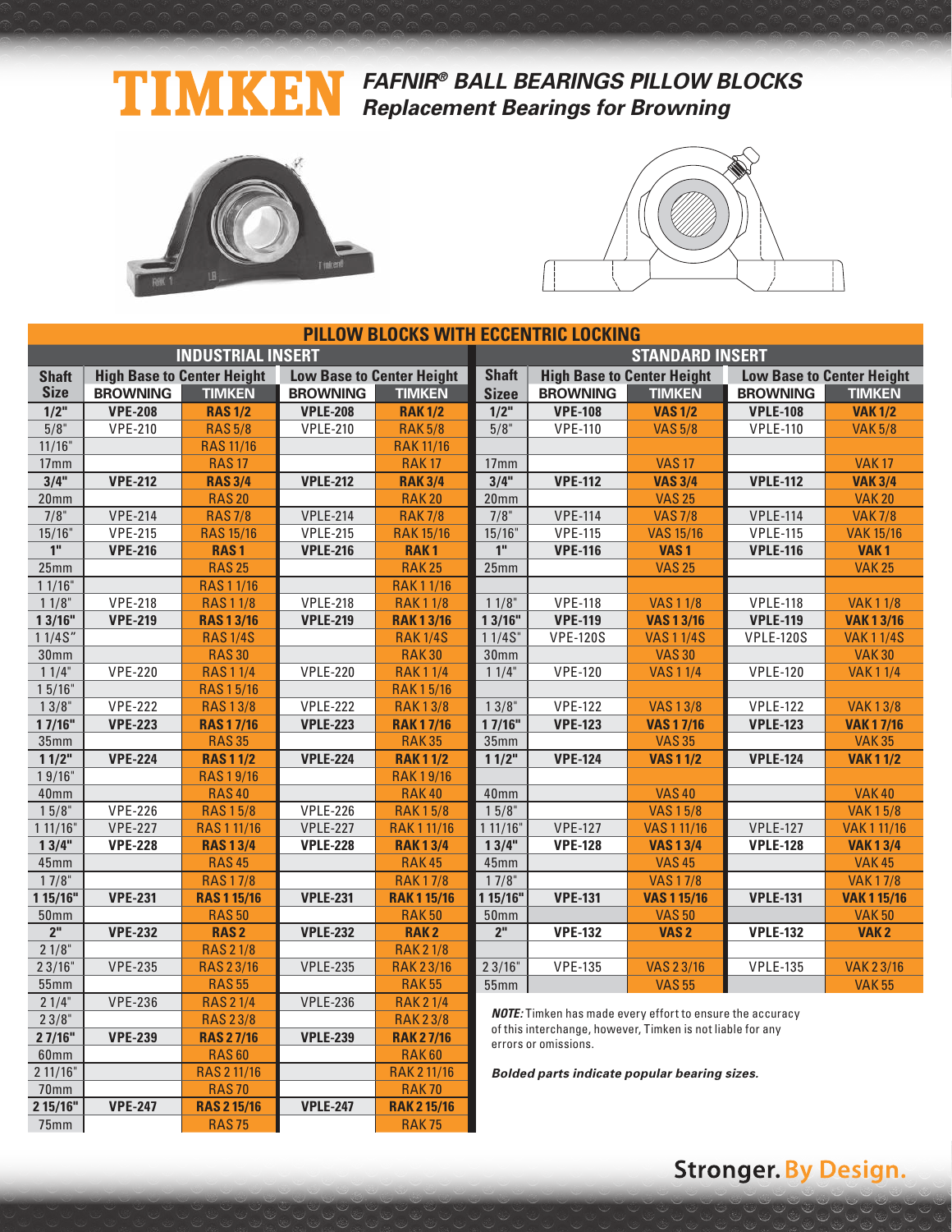# TIMKEN

## *FAFNIR® BALL BEARINGS PILLOW BLOCKS*
## *Replacement Bearings for Browning*

### PILLOW BLOCKS WITH ECCENTRIC LOCKING

#### INDUSTRIAL INSERT

| Shaft Size | High Base to Center Height | | Low Base to Center Height | |
|---|---|---|---|---|
| | BROWNING | TIMKEN | BROWNING | TIMKEN |
| **1/2"** | **VPE-208** | **RAS 1/2** | **VPLE-208** | **RAK 1/2** |
| 5/8" | VPE-210 | RAS 5/8 | VPLE-210 | RAK 5/8 |
| 11/16" | | RAS 11/16 | | RAK 11/16 |
| 17mm | | RAS 17 | | RAK 17 |
| **3/4"** | **VPE-212** | **RAS 3/4** | **VPLE-212** | **RAK 3/4** |
| 20mm | | RAS 20 | | RAK 20 |
| 7/8" | VPE-214 | RAS 7/8 | VPLE-214 | RAK 7/8 |
| 15/16" | VPE-215 | RAS 15/16 | VPLE-215 | RAK 15/16 |
| **1"** | **VPE-216** | **RAS 1** | **VPLE-216** | **RAK 1** |
| 25mm | | RAS 25 | | RAK 25 |
| 1 1/16" | | RAS 1 1/16 | | RAK 1 1/16 |
| 1 1/8" | VPE-218 | RAS 1 1/8 | VPLE-218 | RAK 1 1/8 |
| **1 3/16"** | **VPE-219** | **RAS 1 3/16** | **VPLE-219** | **RAK 1 3/16** |
| 1 1/4S" | | RAS 1/4S | | RAK 1/4S |
| 30mm | | RAS 30 | | RAK 30 |
| 1 1/4" | VPE-220 | RAS 1 1/4 | VPLE-220 | RAK 1 1/4 |
| 1 5/16" | | RAS 1 5/16 | | RAK 1 5/16 |
| 1 3/8" | VPE-222 | RAS 1 3/8 | VPLE-222 | RAK 1 3/8 |
| **1 7/16"** | **VPE-223** | **RAS 1 7/16** | **VPLE-223** | **RAK 1 7/16** |
| 35mm | | RAS 35 | | RAK 35 |
| **1 1/2"** | **VPE-224** | **RAS 1 1/2** | **VPLE-224** | **RAK 1 1/2** |
| 1 9/16" | | RAS 1 9/16 | | RAK 1 9/16 |
| 40mm | | RAS 40 | | RAK 40 |
| 1 5/8" | VPE-226 | RAS 1 5/8 | VPLE-226 | RAK 1 5/8 |
| 1 11/16" | VPE-227 | RAS 1 11/16 | VPLE-227 | RAK 1 11/16 |
| **1 3/4"** | **VPE-228** | **RAS 1 3/4** | **VPLE-228** | **RAK 1 3/4** |
| 45mm | | RAS 45 | | RAK 45 |
| 1 7/8" | | RAS 1 7/8 | | RAK 1 7/8 |
| **1 15/16"** | **VPE-231** | **RAS 1 15/16** | **VPLE-231** | **RAK 1 15/16** |
| 50mm | | RAS 50 | | RAK 50 |
| **2"** | **VPE-232** | **RAS 2** | **VPLE-232** | **RAK 2** |
| 2 1/8" | | RAS 2 1/8 | | RAK 2 1/8 |
| 2 3/16" | VPE-235 | RAS 2 3/16 | VPLE-235 | RAK 2 3/16 |
| 55mm | | RAS 55 | | RAK 55 |
| 2 1/4" | VPE-236 | RAS 2 1/4 | VPLE-236 | RAK 2 1/4 |
| 2 3/8" | | RAS 2 3/8 | | RAK 2 3/8 |
| **2 7/16"** | **VPE-239** | **RAS 2 7/16** | **VPLE-239** | **RAK 2 7/16** |
| 60mm | | RAS 60 | | RAK 60 |
| 2 11/16" | | RAS 2 11/16 | | RAK 2 11/16 |
| 70mm | | RAS 70 | | RAK 70 |
| **2 15/16"** | **VPE-247** | **RAS 2 15/16** | **VPLE-247** | **RAK 2 15/16** |
| 75mm | | RAS 75 | | RAK 75 |

#### STANDARD INSERT

| Shaft Sizee | High Base to Center Height | | Low Base to Center Height | |
|---|---|---|---|---|
| | BROWNING | TIMKEN | BROWNING | TIMKEN |
| **1/2"** | **VPE-108** | **VAS 1/2** | **VPLE-108** | **VAK 1/2** |
| 5/8" | VPE-110 | VAS 5/8 | VPLE-110 | VAK 5/8 |
| | | | | |
| 17mm | | VAS 17 | | VAK 17 |
| **3/4"** | **VPE-112** | **VAS 3/4** | **VPLE-112** | **VAK 3/4** |
| 20mm | | VAS 25 | | VAK 20 |
| 7/8" | VPE-114 | VAS 7/8 | VPLE-114 | VAK 7/8 |
| 15/16" | VPE-115 | VAS 15/16 | VPLE-115 | VAK 15/16 |
| **1"** | **VPE-116** | **VAS 1** | **VPLE-116** | **VAK 1** |
| 25mm | | VAS 25 | | VAK 25 |
| | | | | |
| 1 1/8" | VPE-118 | VAS 1 1/8 | VPLE-118 | VAK 1 1/8 |
| **1 3/16"** | **VPE-119** | **VAS 1 3/16** | **VPLE-119** | **VAK 1 3/16** |
| 1 1/4S" | VPE-120S | VAS 1 1/4S | VPLE-120S | VAK 1 1/4S |
| 30mm | | VAS 30 | | VAK 30 |
| 1 1/4" | VPE-120 | VAS 1 1/4 | VPLE-120 | VAK 1 1/4 |
| | | | | |
| 1 3/8" | VPE-122 | VAS 1 3/8 | VPLE-122 | VAK 1 3/8 |
| **1 7/16"** | **VPE-123** | **VAS 1 7/16** | **VPLE-123** | **VAK 1 7/16** |
| 35mm | | VAS 35 | | VAK 35 |
| **1 1/2"** | **VPE-124** | **VAS 1 1/2** | **VPLE-124** | **VAK 1 1/2** |
| | | | | |
| 40mm | | VAS 40 | | VAK 40 |
| 1 5/8" | | VAS 1 5/8 | | VAK 1 5/8 |
| 1 11/16" | VPE-127 | VAS 1 11/16 | VPLE-127 | VAK 1 11/16 |
| **1 3/4"** | **VPE-128** | **VAS 1 3/4** | **VPLE-128** | **VAK 1 3/4** |
| 45mm | | VAS 45 | | VAK 45 |
| 1 7/8" | | VAS 1 7/8 | | VAK 1 7/8 |
| **1 15/16"** | **VPE-131** | **VAS 1 15/16** | **VPLE-131** | **VAK 1 15/16** |
| 50mm | | VAS 50 | | VAK 50 |
| **2"** | **VPE-132** | **VAS 2** | **VPLE-132** | **VAK 2** |
| | | | | |
| 2 3/16" | VPE-135 | VAS 2 3/16 | VPLE-135 | VAK 2 3/16 |
| 55mm | | VAS 55 | | VAK 55 |

***NOTE:*** Timken has made every effort to ensure the accuracy of this interchange, however, Timken is not liable for any errors or omissions.

***Bolded parts indicate popular bearing sizes.***

Stronger. By Design.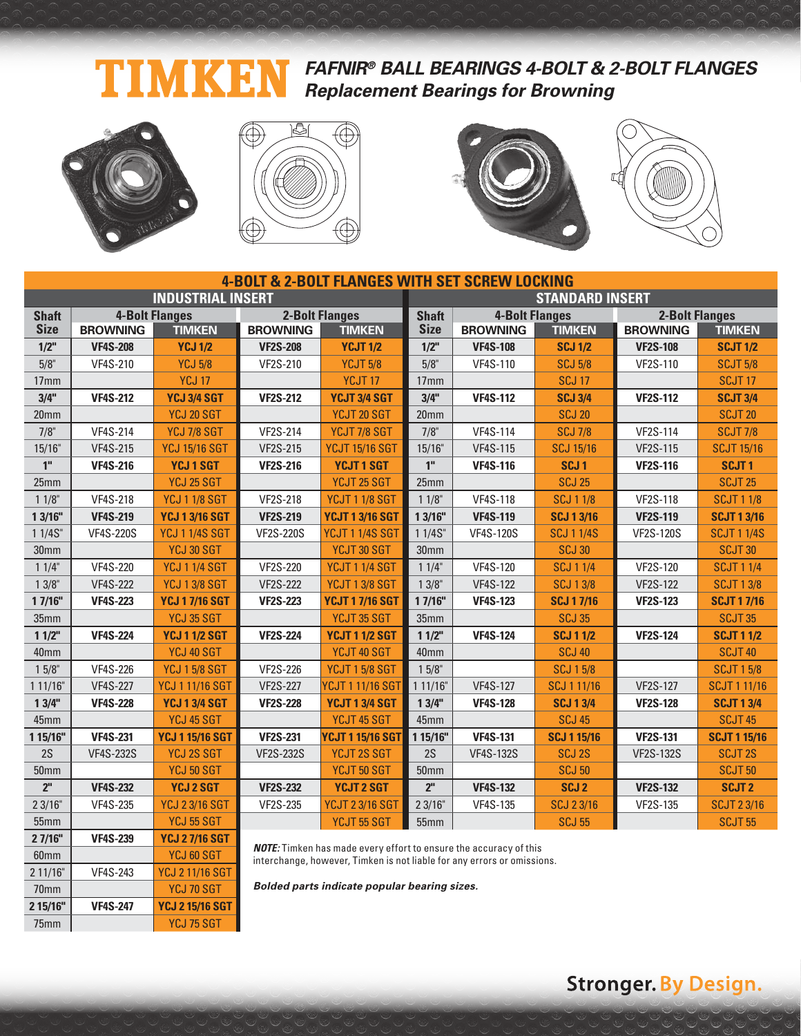# TIMKEN

## *FAFNIR® BALL BEARINGS 4-BOLT & 2-BOLT FLANGES*
### *Replacement Bearings for Browning*

**4-BOLT & 2-BOLT FLANGES WITH SET SCREW LOCKING**

| INDUSTRIAL INSERT | | | | | STANDARD INSERT | | | | |
|---|---|---|---|---|---|---|---|---|---|
| **Shaft Size** | **4-Bolt Flanges** | | **2-Bolt Flanges** | | **Shaft Size** | **4-Bolt Flanges** | | **2-Bolt Flanges** | |
| | **BROWNING** | **TIMKEN** | **BROWNING** | **TIMKEN** | | **BROWNING** | **TIMKEN** | **BROWNING** | **TIMKEN** |
| **1/2"** | **VF4S-208** | **YCJ 1/2** | **VF2S-208** | **YCJT 1/2** | **1/2"** | **VF4S-108** | **SCJ 1/2** | **VF2S-108** | **SCJT 1/2** |
| 5/8" | VF4S-210 | YCJ 5/8 | VF2S-210 | YCJT 5/8 | 5/8" | VF4S-110 | SCJ 5/8 | VF2S-110 | SCJT 5/8 |
| 17mm | | YCJ 17 | | YCJT 17 | 17mm | | SCJ 17 | | SCJT 17 |
| **3/4"** | **VF4S-212** | **YCJ 3/4 SGT** | **VF2S-212** | **YCJT 3/4 SGT** | **3/4"** | **VF4S-112** | **SCJ 3/4** | **VF2S-112** | **SCJT 3/4** |
| 20mm | | YCJ 20 SGT | | YCJT 20 SGT | 20mm | | SCJ 20 | | SCJT 20 |
| 7/8" | VF4S-214 | YCJ 7/8 SGT | VF2S-214 | YCJT 7/8 SGT | 7/8" | VF4S-114 | SCJ 7/8 | VF2S-114 | SCJT 7/8 |
| 15/16" | VF4S-215 | YCJ 15/16 SGT | VF2S-215 | YCJT 15/16 SGT | 15/16" | VF4S-115 | SCJ 15/16 | VF2S-115 | SCJT 15/16 |
| **1"** | **VF4S-216** | **YCJ 1 SGT** | **VF2S-216** | **YCJT 1 SGT** | **1"** | **VF4S-116** | **SCJ 1** | **VF2S-116** | **SCJT 1** |
| 25mm | | YCJ 25 SGT | | YCJT 25 SGT | 25mm | | SCJ 25 | | SCJT 25 |
| 1 1/8" | VF4S-218 | YCJ 1 1/8 SGT | VF2S-218 | YCJT 1 1/8 SGT | 1 1/8" | VF4S-118 | SCJ 1 1/8 | VF2S-118 | SCJT 1 1/8 |
| **1 3/16"** | **VF4S-219** | **YCJ 1 3/16 SGT** | **VF2S-219** | **YCJT 1 3/16 SGT** | **1 3/16"** | **VF4S-119** | **SCJ 1 3/16** | **VF2S-119** | **SCJT 1 3/16** |
| 1 1/4S" | VF4S-220S | YCJ 1 1/4S SGT | VF2S-220S | YCJT 1 1/4S SGT | 1 1/4S" | VF4S-120S | SCJ 1 1/4S | VF2S-120S | SCJT 1 1/4S |
| 30mm | | YCJ 30 SGT | | YCJT 30 SGT | 30mm | | SCJ 30 | | SCJT 30 |
| 1 1/4" | VF4S-220 | YCJ 1 1/4 SGT | VF2S-220 | YCJT 1 1/4 SGT | 1 1/4" | VF4S-120 | SCJ 1 1/4 | VF2S-120 | SCJT 1 1/4 |
| 1 3/8" | VF4S-222 | YCJ 1 3/8 SGT | VF2S-222 | YCJT 1 3/8 SGT | 1 3/8" | VF4S-122 | SCJ 1 3/8 | VF2S-122 | SCJT 1 3/8 |
| **1 7/16"** | **VF4S-223** | **YCJ 1 7/16 SGT** | **VF2S-223** | **YCJT 1 7/16 SGT** | **1 7/16"** | **VF4S-123** | **SCJ 1 7/16** | **VF2S-123** | **SCJT 1 7/16** |
| 35mm | | YCJ 35 SGT | | YCJT 35 SGT | 35mm | | SCJ 35 | | SCJT 35 |
| **1 1/2"** | **VF4S-224** | **YCJ 1 1/2 SGT** | **VF2S-224** | **YCJT 1 1/2 SGT** | **1 1/2"** | **VF4S-124** | **SCJ 1 1/2** | **VF2S-124** | **SCJT 1 1/2** |
| 40mm | | YCJ 40 SGT | | YCJT 40 SGT | 40mm | | SCJ 40 | | SCJT 40 |
| 1 5/8" | VF4S-226 | YCJ 1 5/8 SGT | VF2S-226 | YCJT 1 5/8 SGT | 1 5/8" | | SCJ 1 5/8 | | SCJT 1 5/8 |
| 1 11/16" | VF4S-227 | YCJ 1 11/16 SGT | VF2S-227 | YCJT 1 11/16 SGT | 1 11/16" | VF4S-127 | SCJ 1 11/16 | VF2S-127 | SCJT 1 11/16 |
| **1 3/4"** | **VF4S-228** | **YCJ 1 3/4 SGT** | **VF2S-228** | **YCJT 1 3/4 SGT** | **1 3/4"** | **VF4S-128** | **SCJ 1 3/4** | **VF2S-128** | **SCJT 1 3/4** |
| 45mm | | YCJ 45 SGT | | YCJT 45 SGT | 45mm | | SCJ 45 | | SCJT 45 |
| **1 15/16"** | **VF4S-231** | **YCJ 1 15/16 SGT** | **VF2S-231** | **YCJT 1 15/16 SGT** | **1 15/16"** | **VF4S-131** | **SCJ 1 15/16** | **VF2S-131** | **SCJT 1 15/16** |
| 2S | VF4S-232S | YCJ 2S SGT | VF2S-232S | YCJT 2S SGT | 2S | VF4S-132S | SCJ 2S | VF2S-132S | SCJT 2S |
| 50mm | | YCJ 50 SGT | | YCJT 50 SGT | 50mm | | SCJ 50 | | SCJT 50 |
| **2"** | **VF4S-232** | **YCJ 2 SGT** | **VF2S-232** | **YCJT 2 SGT** | **2"** | **VF4S-132** | **SCJ 2** | **VF2S-132** | **SCJT 2** |
| 2 3/16" | VF4S-235 | YCJ 2 3/16 SGT | VF2S-235 | YCJT 2 3/16 SGT | 2 3/16" | VF4S-135 | SCJ 2 3/16 | VF2S-135 | SCJT 2 3/16 |
| 55mm | | YCJ 55 SGT | | YCJT 55 SGT | 55mm | | SCJ 55 | | SCJT 55 |
| **2 7/16"** | **VF4S-239** | **YCJ 2 7/16 SGT** | | | | | | | |
| 60mm | | YCJ 60 SGT | | | | | | | |
| 2 11/16" | VF4S-243 | YCJ 2 11/16 SGT | | | | | | | |
| 70mm | | YCJ 70 SGT | | | | | | | |
| **2 15/16"** | **VF4S-247** | **YCJ 2 15/16 SGT** | | | | | | | |
| 75mm | | YCJ 75 SGT | | | | | | | |

***NOTE:*** Timken has made every effort to ensure the accuracy of this interchange, however, Timken is not liable for any errors or omissions.

***Bolded parts indicate popular bearing sizes.***

**Stronger. By Design.**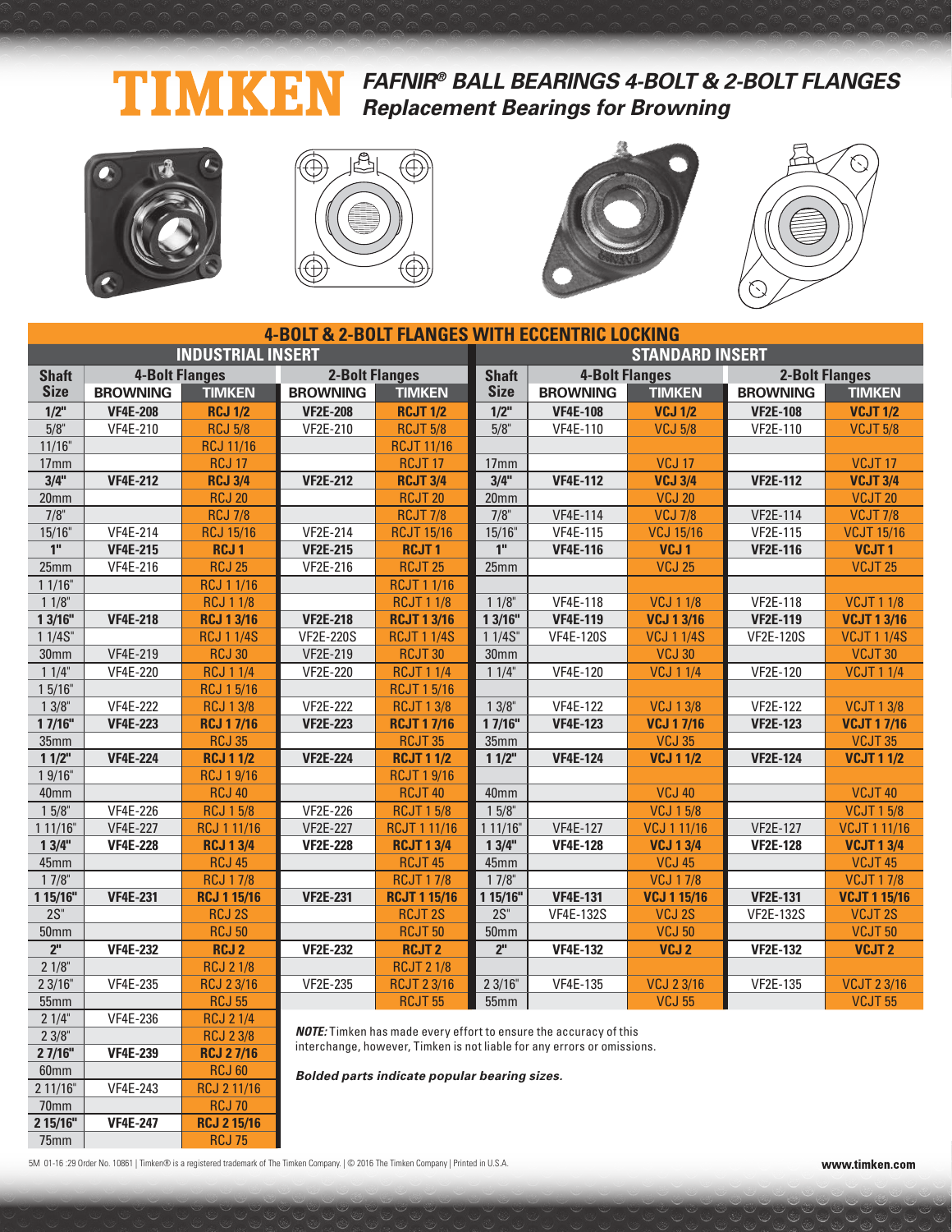# TIMKEN

## *FAFNIR® BALL BEARINGS 4-BOLT & 2-BOLT FLANGES*
## *Replacement Bearings for Browning*

### 4-BOLT & 2-BOLT FLANGES WITH ECCENTRIC LOCKING

| INDUSTRIAL INSERT | | | | | STANDARD INSERT | | | | |
|---|---|---|---|---|---|---|---|---|---|
| Shaft Size | 4-Bolt Flanges | | 2-Bolt Flanges | | Shaft Size | 4-Bolt Flanges | | 2-Bolt Flanges | |
| | BROWNING | TIMKEN | BROWNING | TIMKEN | | BROWNING | TIMKEN | BROWNING | TIMKEN |
| **1/2"** | **VF4E-208** | **RCJ 1/2** | **VF2E-208** | **RCJT 1/2** | **1/2"** | **VF4E-108** | **VCJ 1/2** | **VF2E-108** | **VCJT 1/2** |
| 5/8" | VF4E-210 | RCJ 5/8 | VF2E-210 | RCJT 5/8 | 5/8" | VF4E-110 | VCJ 5/8 | VF2E-110 | VCJT 5/8 |
| 11/16" | | RCJ 11/16 | | RCJT 11/16 | | | | | |
| 17mm | | RCJ 17 | | RCJT 17 | 17mm | | VCJ 17 | | VCJT 17 |
| **3/4"** | **VF4E-212** | **RCJ 3/4** | **VF2E-212** | **RCJT 3/4** | **3/4"** | **VF4E-112** | **VCJ 3/4** | **VF2E-112** | **VCJT 3/4** |
| 20mm | | RCJ 20 | | RCJT 20 | 20mm | | VCJ 20 | | VCJT 20 |
| 7/8" | | RCJ 7/8 | | RCJT 7/8 | 7/8" | VF4E-114 | VCJ 7/8 | VF2E-114 | VCJT 7/8 |
| 15/16" | VF4E-214 | RCJ 15/16 | VF2E-214 | RCJT 15/16 | 15/16" | VF4E-115 | VCJ 15/16 | VF2E-115 | VCJT 15/16 |
| **1"** | **VF4E-215** | **RCJ 1** | **VF2E-215** | **RCJT 1** | **1"** | **VF4E-116** | **VCJ 1** | **VF2E-116** | **VCJT 1** |
| 25mm | VF4E-216 | RCJ 25 | VF2E-216 | RCJT 25 | 25mm | | VCJ 25 | | VCJT 25 |
| 1 1/16" | | RCJ 1 1/16 | | RCJT 1 1/16 | | | | | |
| 1 1/8" | | RCJ 1 1/8 | | RCJT 1 1/8 | 1 1/8" | VF4E-118 | VCJ 1 1/8 | VF2E-118 | VCJT 1 1/8 |
| **1 3/16"** | **VF4E-218** | **RCJ 1 3/16** | **VF2E-218** | **RCJT 1 3/16** | **1 3/16"** | **VF4E-119** | **VCJ 1 3/16** | **VF2E-119** | **VCJT 1 3/16** |
| 1 1/4S" | | RCJ 1 1/4S | VF2E-220S | RCJT 1 1/4S | 1 1/4S" | VF4E-120S | VCJ 1 1/4S | VF2E-120S | VCJT 1 1/4S |
| 30mm | VF4E-219 | RCJ 30 | VF2E-219 | RCJT 30 | 30mm | | VCJ 30 | | VCJT 30 |
| 1 1/4" | VF4E-220 | RCJ 1 1/4 | VF2E-220 | RCJT 1 1/4 | 1 1/4" | VF4E-120 | VCJ 1 1/4 | VF2E-120 | VCJT 1 1/4 |
| 1 5/16" | | RCJ 1 5/16 | | RCJT 1 5/16 | | | | | |
| 1 3/8" | VF4E-222 | RCJ 1 3/8 | VF2E-222 | RCJT 1 3/8 | 1 3/8" | VF4E-122 | VCJ 1 3/8 | VF2E-122 | VCJT 1 3/8 |
| **1 7/16"** | **VF4E-223** | **RCJ 1 7/16** | **VF2E-223** | **RCJT 1 7/16** | **1 7/16"** | **VF4E-123** | **VCJ 1 7/16** | **VF2E-123** | **VCJT 1 7/16** |
| 35mm | | RCJ 35 | | RCJT 35 | 35mm | | VCJ 35 | | VCJT 35 |
| **1 1/2"** | **VF4E-224** | **RCJ 1 1/2** | **VF2E-224** | **RCJT 1 1/2** | **1 1/2"** | **VF4E-124** | **VCJ 1 1/2** | **VF2E-124** | **VCJT 1 1/2** |
| 1 9/16" | | RCJ 1 9/16 | | RCJT 1 9/16 | | | | | |
| 40mm | | RCJ 40 | | RCJT 40 | 40mm | | VCJ 40 | | VCJT 40 |
| 1 5/8" | VF4E-226 | RCJ 1 5/8 | VF2E-226 | RCJT 1 5/8 | 1 5/8" | | VCJ 1 5/8 | | VCJT 1 5/8 |
| 1 11/16" | VF4E-227 | RCJ 1 11/16 | VF2E-227 | RCJT 1 11/16 | 1 11/16" | VF4E-127 | VCJ 1 11/16 | VF2E-127 | VCJT 1 11/16 |
| **1 3/4"** | **VF4E-228** | **RCJ 1 3/4** | **VF2E-228** | **RCJT 1 3/4** | **1 3/4"** | **VF4E-128** | **VCJ 1 3/4** | **VF2E-128** | **VCJT 1 3/4** |
| 45mm | | RCJ 45 | | RCJT 45 | 45mm | | VCJ 45 | | VCJT 45 |
| 1 7/8" | | RCJ 1 7/8 | | RCJT 1 7/8 | 1 7/8" | | VCJ 1 7/8 | | VCJT 1 7/8 |
| **1 15/16"** | **VF4E-231** | **RCJ 1 15/16** | **VF2E-231** | **RCJT 1 15/16** | **1 15/16"** | **VF4E-131** | **VCJ 1 15/16** | **VF2E-131** | **VCJT 1 15/16** |
| 2S" | | RCJ 2S | | RCJT 2S | 2S" | VF4E-132S | VCJ 2S | VF2E-132S | VCJT 2S |
| 50mm | | RCJ 50 | | RCJT 50 | 50mm | | VCJ 50 | | VCJT 50 |
| **2"** | **VF4E-232** | **RCJ 2** | **VF2E-232** | **RCJT 2** | **2"** | **VF4E-132** | **VCJ 2** | **VF2E-132** | **VCJT 2** |
| 2 1/8" | | RCJ 2 1/8 | | RCJT 2 1/8 | | | | | |
| 2 3/16" | VF4E-235 | RCJ 2 3/16 | VF2E-235 | RCJT 2 3/16 | 2 3/16" | VF4E-135 | VCJ 2 3/16 | VF2E-135 | VCJT 2 3/16 |
| 55mm | | RCJ 55 | | RCJT 55 | 55mm | | VCJ 55 | | VCJT 55 |
| 2 1/4" | VF4E-236 | RCJ 2 1/4 | | | | | | | |
| 2 3/8" | | RCJ 2 3/8 | | | | | | | |
| **2 7/16"** | **VF4E-239** | **RCJ 2 7/16** | | | | | | | |
| 60mm | | RCJ 60 | | | | | | | |
| 2 11/16" | VF4E-243 | RCJ 2 11/16 | | | | | | | |
| 70mm | | RCJ 70 | | | | | | | |
| **2 15/16"** | **VF4E-247** | **RCJ 2 15/16** | | | | | | | |
| 75mm | | RCJ 75 | | | | | | | |

***NOTE:*** Timken has made every effort to ensure the accuracy of this interchange, however, Timken is not liable for any errors or omissions.

***Bolded parts indicate popular bearing sizes.***

5M 01-16 :29 Order No. 10861 | Timken® is a registered trademark of The Timken Company. | © 2016 The Timken Company | Printed in U.S.A.

**www.timken.com**